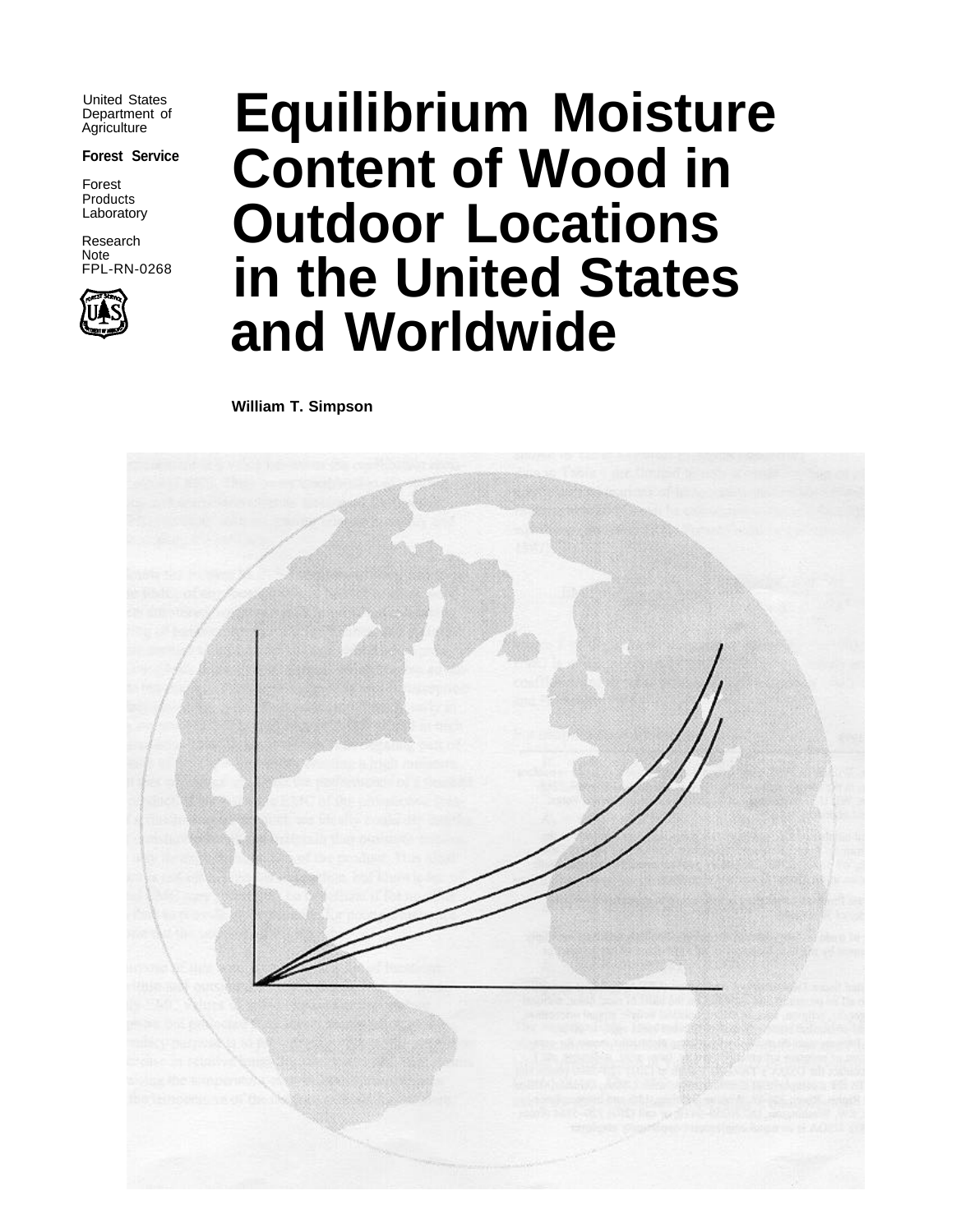United States Department of Agriculture

**Forest Service**

Forest Products Laboratory

Research Note FPL-RN-0268

# Equilibrium Moisture Content of Wood in Outdoor Locations in the United States and Worldwide

**William T. Simpson**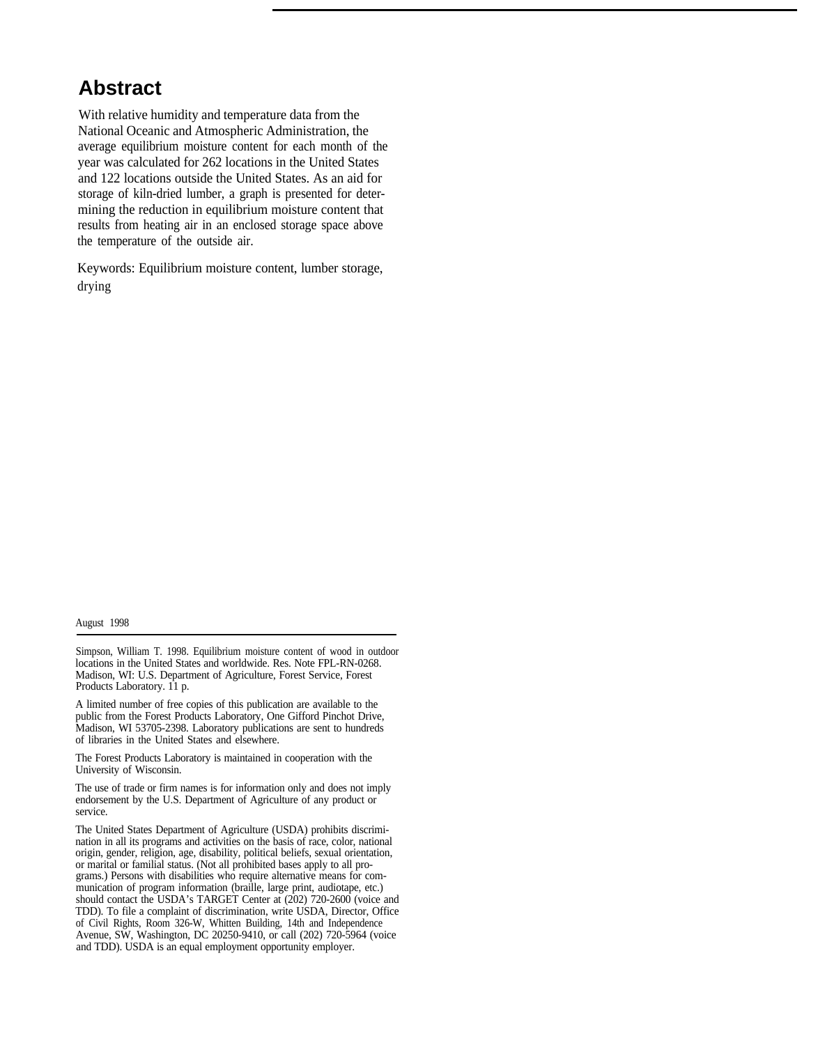## Abstract

With relative humidity and temperature data from the National Oceanic and Atmospheric Administration, the average equilibrium moisture content for each month of the year was calculated for 262 locations in the United States and 122 locations outside the United States. As an aid for storage of kiln-dried lumber, a graph is presented for determining the reduction in equilibrium moisture content that results from heating air in an enclosed storage space above the temperature of the outside air.

Keywords: Equilibrium moisture content, lumber storage, drying

August 1998

Simpson, William T. 1998. Equilibrium moisture content of wood in outdoor locations in the United States and worldwide. Res. Note FPL-RN-0268. Madison, WI: U.S. Department of Agriculture, Forest Service, Forest Products Laboratory. 11 p.

A limited number of free copies of this publication are available to the public from the Forest Products Laboratory, One Gifford Pinchot Drive, Madison, WI 53705-2398. Laboratory publications are sent to hundreds of libraries in the United States and elsewhere.

The Forest Products Laboratory is maintained in cooperation with the University of Wisconsin.

The use of trade or firm names is for information only and does not imply endorsement by the U.S. Department of Agriculture of any product or service.

The United States Department of Agriculture (USDA) prohibits discrimination in all its programs and activities on the basis of race, color, national origin, gender, religion, age, disability, political beliefs, sexual orientation, or marital or familial status. (Not all prohibited bases apply to all programs.) Persons with disabilities who require alternative means for communication of program information (braille, large print, audiotape, etc.) should contact the USDA's TARGET Center at (202) 720-2600 (voice and TDD). To file a complaint of discrimination, write USDA, Director, Office of Civil Rights, Room 326-W, Whitten Building, 14th and Independence Avenue, SW, Washington, DC 20250-9410, or call (202) 720-5964 (voice and TDD). USDA is an equal employment opportunity employer.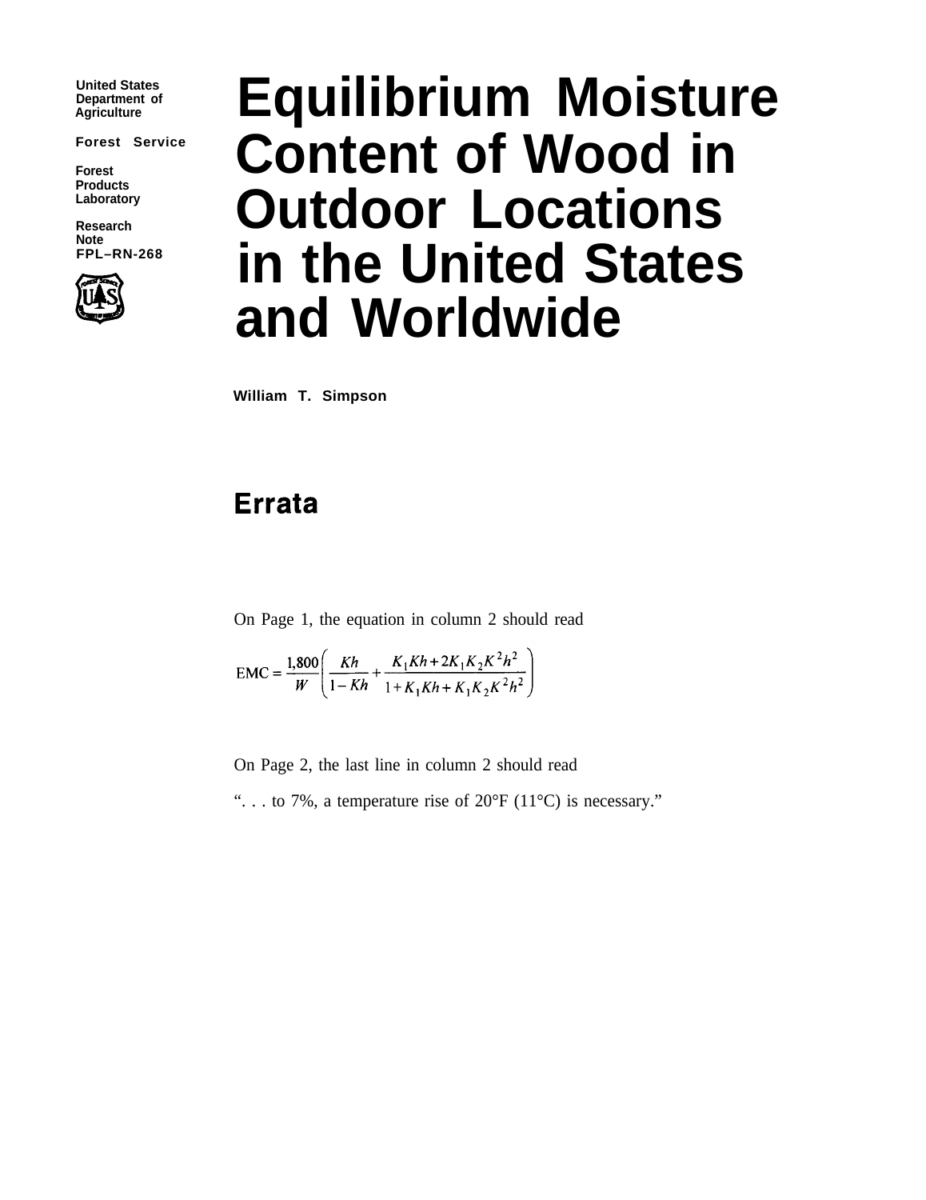United States Department of Agriculture

Forest Service

Forest Products Laboratory

Research Note FPL–RN-268

# Equilibrium Moisture Content of Wood in Outdoor Locations in the United States and Worldwide

**William T. Simpson**

## Errata

On Page 1, the equation in column 2 should read

$$\text{EMC} = \frac{1,800}{W}\left(\frac{Kh}{1-Kh} + \frac{K_1Kh + 2K_1K_2K^2h^2}{1 + K_1Kh + K_1K_2K^2h^2}\right)$$

On Page 2, the last line in column 2 should read

“. . . to 7%, a temperature rise of 20°F (11°C) is necessary.”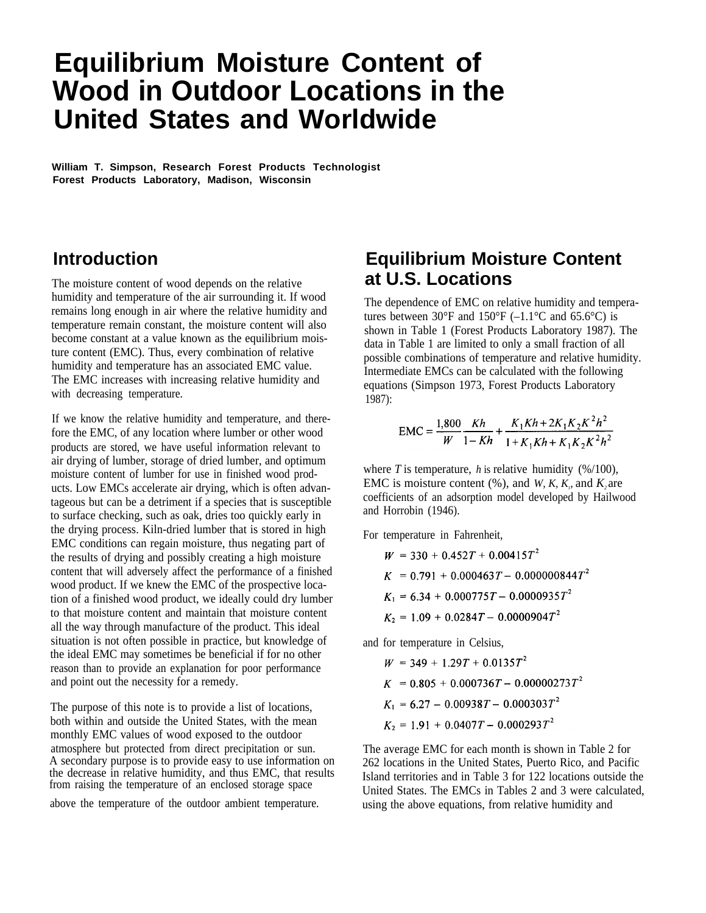# Equilibrium Moisture Content of Wood in Outdoor Locations in the United States and Worldwide

**William T. Simpson, Research Forest Products Technologist**
**Forest Products Laboratory, Madison, Wisconsin**

## Introduction

The moisture content of wood depends on the relative humidity and temperature of the air surrounding it. If wood remains long enough in air where the relative humidity and temperature remain constant, the moisture content will also become constant at a value known as the equilibrium moisture content (EMC). Thus, every combination of relative humidity and temperature has an associated EMC value. The EMC increases with increasing relative humidity and with decreasing temperature.

If we know the relative humidity and temperature, and therefore the EMC, of any location where lumber or other wood products are stored, we have useful information relevant to air drying of lumber, storage of dried lumber, and optimum moisture content of lumber for use in finished wood products. Low EMCs accelerate air drying, which is often advantageous but can be a detriment if a species that is susceptible to surface checking, such as oak, dries too quickly early in the drying process. Kiln-dried lumber that is stored in high EMC conditions can regain moisture, thus negating part of the results of drying and possibly creating a high moisture content that will adversely affect the performance of a finished wood product. If we knew the EMC of the prospective location of a finished wood product, we ideally could dry lumber to that moisture content and maintain that moisture content all the way through manufacture of the product. This ideal situation is not often possible in practice, but knowledge of the ideal EMC may sometimes be beneficial if for no other reason than to provide an explanation for poor performance and point out the necessity for a remedy.

The purpose of this note is to provide a list of locations, both within and outside the United States, with the mean monthly EMC values of wood exposed to the outdoor atmosphere but protected from direct precipitation or sun. A secondary purpose is to provide easy to use information on the decrease in relative humidity, and thus EMC, that results from raising the temperature of an enclosed storage space above the temperature of the outdoor ambient temperature.

## Equilibrium Moisture Content at U.S. Locations

The dependence of EMC on relative humidity and temperatures between 30°F and 150°F (–1.1°C and 65.6°C) is shown in Table 1 (Forest Products Laboratory 1987). The data in Table 1 are limited to only a small fraction of all possible combinations of temperature and relative humidity. Intermediate EMCs can be calculated with the following equations (Simpson 1973, Forest Products Laboratory 1987):

$$\text{EMC} = \frac{1,800}{W}\frac{Kh}{1-Kh} + \frac{K_1Kh + 2K_1K_2K^2h^2}{1 + K_1Kh + K_1K_2K^2h^2}$$

where $T$ is temperature, $h$ is relative humidity (%/100), EMC is moisture content (%), and $W$, $K$, $K_1$, and $K_2$ are coefficients of an adsorption model developed by Hailwood and Horrobin (1946).

For temperature in Fahrenheit,

$$W = 330 + 0.452T + 0.00415T^2$$
$$K = 0.791 + 0.000463T - 0.000000844T^2$$
$$K_1 = 6.34 + 0.000775T - 0.0000935T^2$$
$$K_2 = 1.09 + 0.0284T - 0.0000904T^2$$

and for temperature in Celsius,

$$W = 349 + 1.29T + 0.0135T^2$$
$$K = 0.805 + 0.000736T - 0.00000273T^2$$
$$K_1 = 6.27 - 0.00938T - 0.000303T^2$$
$$K_2 = 1.91 + 0.0407T - 0.000293T^2$$

The average EMC for each month is shown in Table 2 for 262 locations in the United States, Puerto Rico, and Pacific Island territories and in Table 3 for 122 locations outside the United States. The EMCs in Tables 2 and 3 were calculated, using the above equations, from relative humidity and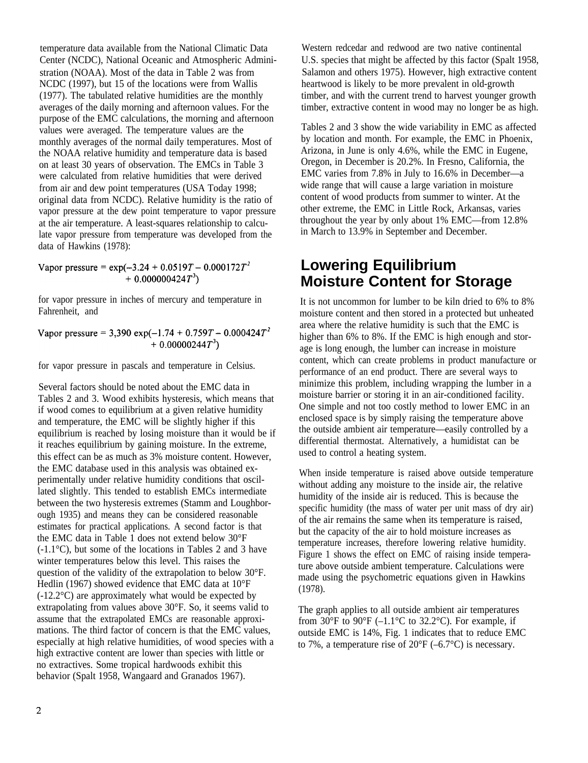temperature data available from the National Climatic Data Center (NCDC), National Oceanic and Atmospheric Administration (NOAA). Most of the data in Table 2 was from NCDC (1997), but 15 of the locations were from Wallis (1977). The tabulated relative humidities are the monthly averages of the daily morning and afternoon values. For the purpose of the EMC calculations, the morning and afternoon values were averaged. The temperature values are the monthly averages of the normal daily temperatures. Most of the NOAA relative humidity and temperature data is based on at least 30 years of observation. The EMCs in Table 3 were calculated from relative humidities that were derived from air and dew point temperatures (USA Today 1998; original data from NCDC). Relative humidity is the ratio of vapor pressure at the dew point temperature to vapor pressure at the air temperature. A least-squares relationship to calculate vapor pressure from temperature was developed from the data of Hawkins (1978):

$$\text{Vapor pressure} = \exp(-3.24 + 0.0519T - 0.000172T^2 + 0.000000424T^3)$$

for vapor pressure in inches of mercury and temperature in Fahrenheit, and

$$\text{Vapor pressure} = 3{,}390 \exp(-1.74 + 0.759T - 0.000424T^2 + 0.00000244T^3)$$

for vapor pressure in pascals and temperature in Celsius.

Several factors should be noted about the EMC data in Tables 2 and 3. Wood exhibits hysteresis, which means that if wood comes to equilibrium at a given relative humidity and temperature, the EMC will be slightly higher if this equilibrium is reached by losing moisture than it would be if it reaches equilibrium by gaining moisture. In the extreme, this effect can be as much as 3% moisture content. However, the EMC database used in this analysis was obtained experimentally under relative humidity conditions that oscillated slightly. This tended to establish EMCs intermediate between the two hysteresis extremes (Stamm and Loughborough 1935) and means they can be considered reasonable estimates for practical applications. A second factor is that the EMC data in Table 1 does not extend below 30°F (-1.1°C), but some of the locations in Tables 2 and 3 have winter temperatures below this level. This raises the question of the validity of the extrapolation to below 30°F. Hedlin (1967) showed evidence that EMC data at 10°F (-12.2°C) are approximately what would be expected by extrapolating from values above 30°F. So, it seems valid to assume that the extrapolated EMCs are reasonable approximations. The third factor of concern is that the EMC values, especially at high relative humidities, of wood species with a high extractive content are lower than species with little or no extractives. Some tropical hardwoods exhibit this behavior (Spalt 1958, Wangaard and Granados 1967). Western redcedar and redwood are two native continental U.S. species that might be affected by this factor (Spalt 1958, Salamon and others 1975). However, high extractive content heartwood is likely to be more prevalent in old-growth timber, and with the current trend to harvest younger growth timber, extractive content in wood may no longer be as high.

Tables 2 and 3 show the wide variability in EMC as affected by location and month. For example, the EMC in Phoenix, Arizona, in June is only 4.6%, while the EMC in Eugene, Oregon, in December is 20.2%. In Fresno, California, the EMC varies from 7.8% in July to 16.6% in December—a wide range that will cause a large variation in moisture content of wood products from summer to winter. At the other extreme, the EMC in Little Rock, Arkansas, varies throughout the year by only about 1% EMC—from 12.8% in March to 13.9% in September and December.

## Lowering Equilibrium Moisture Content for Storage

It is not uncommon for lumber to be kiln dried to 6% to 8% moisture content and then stored in a protected but unheated area where the relative humidity is such that the EMC is higher than 6% to 8%. If the EMC is high enough and storage is long enough, the lumber can increase in moisture content, which can create problems in product manufacture or performance of an end product. There are several ways to minimize this problem, including wrapping the lumber in a moisture barrier or storing it in an air-conditioned facility. One simple and not too costly method to lower EMC in an enclosed space is by simply raising the temperature above the outside ambient air temperature—easily controlled by a differential thermostat. Alternatively, a humidistat can be used to control a heating system.

When inside temperature is raised above outside temperature without adding any moisture to the inside air, the relative humidity of the inside air is reduced. This is because the specific humidity (the mass of water per unit mass of dry air) of the air remains the same when its temperature is raised, but the capacity of the air to hold moisture increases as temperature increases, therefore lowering relative humidity. Figure 1 shows the effect on EMC of raising inside temperature above outside ambient temperature. Calculations were made using the psychometric equations given in Hawkins (1978).

The graph applies to all outside ambient air temperatures from 30°F to 90°F (–1.1°C to 32.2°C). For example, if outside EMC is 14%, Fig. 1 indicates that to reduce EMC to 7%, a temperature rise of 20°F (–6.7°C) is necessary.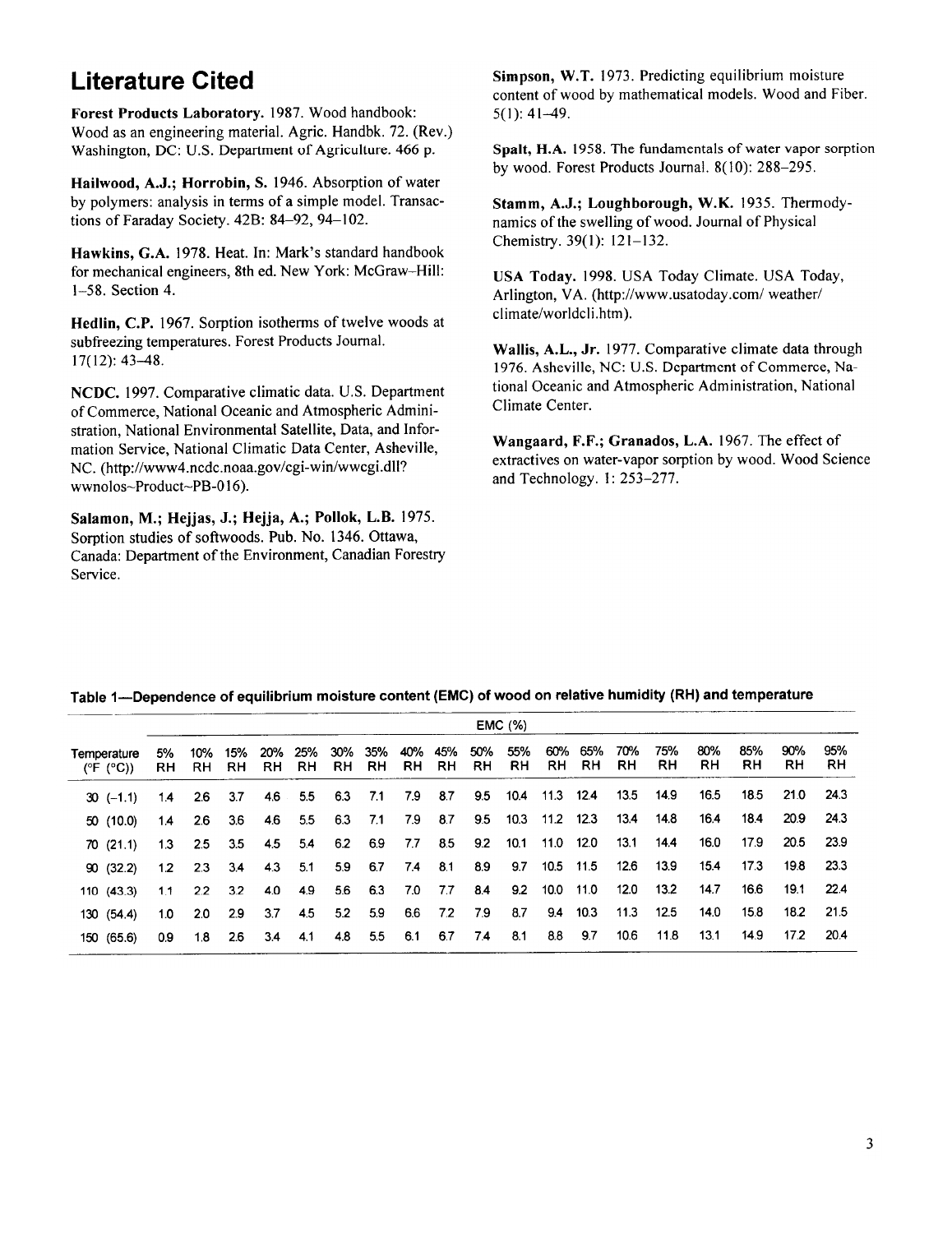## Literature Cited

**Forest Products Laboratory.** 1987. Wood handbook: Wood as an engineering material. Agric. Handbk. 72. (Rev.) Washington, DC: U.S. Department of Agriculture. 466 p.

**Hailwood, A.J.; Horrobin, S.** 1946. Absorption of water by polymers: analysis in terms of a simple model. Transactions of Faraday Society. 42B: 84–92, 94–102.

**Hawkins, G.A.** 1978. Heat. In: Mark's standard handbook for mechanical engineers, 8th ed. New York: McGraw–Hill: 1–58. Section 4.

**Hedlin, C.P.** 1967. Sorption isotherms of twelve woods at subfreezing temperatures. Forest Products Journal. 17(12): 43–48.

**NCDC.** 1997. Comparative climatic data. U.S. Department of Commerce, National Oceanic and Atmospheric Administration, National Environmental Satellite, Data, and Information Service, National Climatic Data Center, Asheville, NC. (http://www4.ncdc.noaa.gov/cgi-win/wwcgi.dll?wwnolos~Product~PB-016).

**Salamon, M.; Hejjas, J.; Hejja, A.; Pollok, L.B.** 1975. Sorption studies of softwoods. Pub. No. 1346. Ottawa, Canada: Department of the Environment, Canadian Forestry Service.

**Simpson, W.T.** 1973. Predicting equilibrium moisture content of wood by mathematical models. Wood and Fiber. 5(1): 41–49.

**Spalt, H.A.** 1958. The fundamentals of water vapor sorption by wood. Forest Products Journal. 8(10): 288–295.

**Stamm, A.J.; Loughborough, W.K.** 1935. Thermodynamics of the swelling of wood. Journal of Physical Chemistry. 39(1): 121–132.

**USA Today.** 1998. USA Today Climate. USA Today, Arlington, VA. (http://www.usatoday.com/ weather/climate/worldcli.htm).

**Wallis, A.L., Jr.** 1977. Comparative climate data through 1976. Asheville, NC: U.S. Department of Commerce, National Oceanic and Atmospheric Administration, National Climate Center.

**Wangaard, F.F.; Granados, L.A.** 1967. The effect of extractives on water-vapor sorption by wood. Wood Science and Technology. 1: 253–277.

**Table 1—Dependence of equilibrium moisture content (EMC) of wood on relative humidity (RH) and temperature**

| | EMC (%) | | | | | | | | | | | | | | | | | | |
|---|---|---|---|---|---|---|---|---|---|---|---|---|---|---|---|---|---|---|---|
| Temperature (°F (°C)) | 5% RH | 10% RH | 15% RH | 20% RH | 25% RH | 30% RH | 35% RH | 40% RH | 45% RH | 50% RH | 55% RH | 60% RH | 65% RH | 70% RH | 75% RH | 80% RH | 85% RH | 90% RH | 95% RH |
| 30 (−1.1) | 1.4 | 2.6 | 3.7 | 4.6 | 5.5 | 6.3 | 7.1 | 7.9 | 8.7 | 9.5 | 10.4 | 11.3 | 12.4 | 13.5 | 14.9 | 16.5 | 18.5 | 21.0 | 24.3 |
| 50 (10.0) | 1.4 | 2.6 | 3.6 | 4.6 | 5.5 | 6.3 | 7.1 | 7.9 | 8.7 | 9.5 | 10.3 | 11.2 | 12.3 | 13.4 | 14.8 | 16.4 | 18.4 | 20.9 | 24.3 |
| 70 (21.1) | 1.3 | 2.5 | 3.5 | 4.5 | 5.4 | 6.2 | 6.9 | 7.7 | 8.5 | 9.2 | 10.1 | 11.0 | 12.0 | 13.1 | 14.4 | 16.0 | 17.9 | 20.5 | 23.9 |
| 90 (32.2) | 1.2 | 2.3 | 3.4 | 4.3 | 5.1 | 5.9 | 6.7 | 7.4 | 8.1 | 8.9 | 9.7 | 10.5 | 11.5 | 12.6 | 13.9 | 15.4 | 17.3 | 19.8 | 23.3 |
| 110 (43.3) | 1.1 | 2.2 | 3.2 | 4.0 | 4.9 | 5.6 | 6.3 | 7.0 | 7.7 | 8.4 | 9.2 | 10.0 | 11.0 | 12.0 | 13.2 | 14.7 | 16.6 | 19.1 | 22.4 |
| 130 (54.4) | 1.0 | 2.0 | 2.9 | 3.7 | 4.5 | 5.2 | 5.9 | 6.6 | 7.2 | 7.9 | 8.7 | 9.4 | 10.3 | 11.3 | 12.5 | 14.0 | 15.8 | 18.2 | 21.5 |
| 150 (65.6) | 0.9 | 1.8 | 2.6 | 3.4 | 4.1 | 4.8 | 5.5 | 6.1 | 6.7 | 7.4 | 8.1 | 8.8 | 9.7 | 10.6 | 11.8 | 13.1 | 14.9 | 17.2 | 20.4 |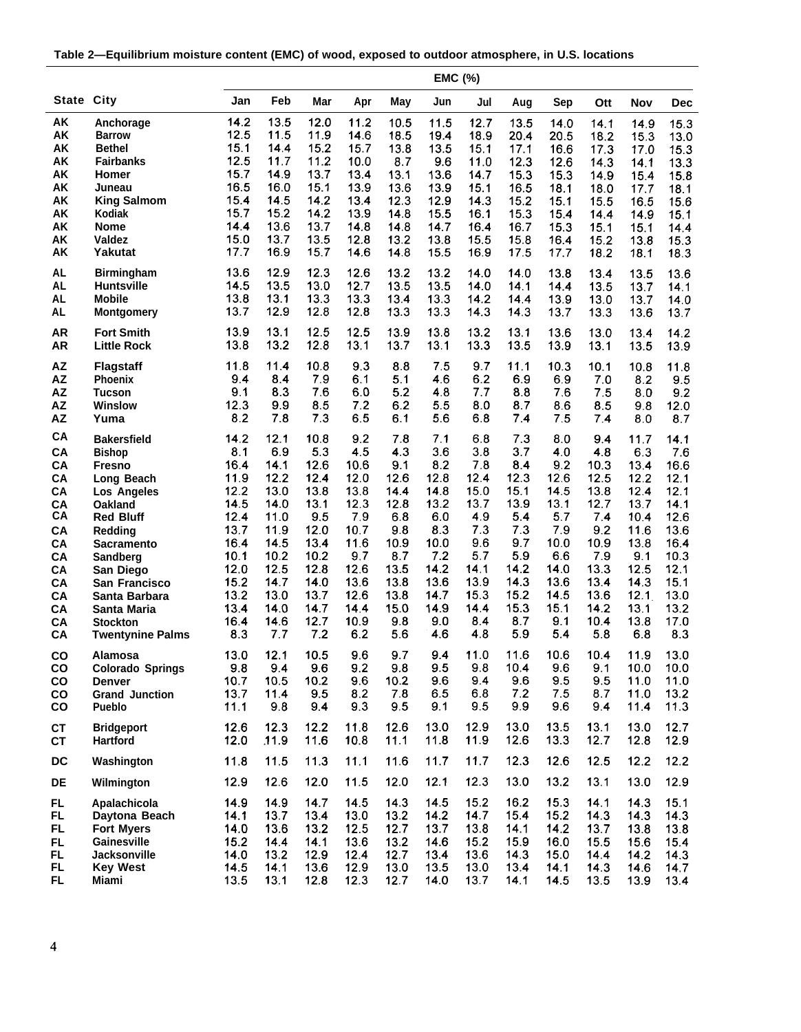**Table 2—Equilibrium moisture content (EMC) of wood, exposed to outdoor atmosphere, in U.S. locations**

| State | City | EMC (%) | | | | | | | | | | | |
|---|---|---|---|---|---|---|---|---|---|---|---|---|---|
| | | Jan | Feb | Mar | Apr | May | Jun | Jul | Aug | Sep | Ott | Nov | Dec |
| AK | Anchorage | 14.2 | 13.5 | 12.0 | 11.2 | 10.5 | 11.5 | 12.7 | 13.5 | 14.0 | 14.1 | 14.9 | 15.3 |
| AK | Barrow | 12.5 | 11.5 | 11.9 | 14.6 | 18.5 | 19.4 | 18.9 | 20.4 | 20.5 | 18.2 | 15.3 | 13.0 |
| AK | Bethel | 15.1 | 14.4 | 15.2 | 15.7 | 13.8 | 13.5 | 15.1 | 17.1 | 16.6 | 17.3 | 17.0 | 15.3 |
| AK | Fairbanks | 12.5 | 11.7 | 11.2 | 10.0 | 8.7 | 9.6 | 11.0 | 12.3 | 12.6 | 14.3 | 14.1 | 13.3 |
| AK | Homer | 15.7 | 14.9 | 13.7 | 13.4 | 13.1 | 13.6 | 14.7 | 15.3 | 15.3 | 14.9 | 15.4 | 15.8 |
| AK | Juneau | 16.5 | 16.0 | 15.1 | 13.9 | 13.6 | 13.9 | 15.1 | 16.5 | 18.1 | 18.0 | 17.7 | 18.1 |
| AK | King Salmom | 15.4 | 14.5 | 14.2 | 13.4 | 12.3 | 12.9 | 14.3 | 15.2 | 15.1 | 15.5 | 16.5 | 15.6 |
| AK | Kodiak | 15.7 | 15.2 | 14.2 | 13.9 | 14.8 | 15.5 | 16.1 | 15.3 | 15.4 | 14.4 | 14.9 | 15.1 |
| AK | Nome | 14.4 | 13.6 | 13.7 | 14.8 | 14.8 | 14.7 | 16.4 | 16.7 | 15.3 | 15.1 | 15.1 | 14.4 |
| AK | Valdez | 15.0 | 13.7 | 13.5 | 12.8 | 13.2 | 13.8 | 15.5 | 15.8 | 16.4 | 15.2 | 13.8 | 15.3 |
| AK | Yakutat | 17.7 | 16.9 | 15.7 | 14.6 | 14.8 | 15.5 | 16.9 | 17.5 | 17.7 | 18.2 | 18.1 | 18.3 |
| AL | Birmingham | 13.6 | 12.9 | 12.3 | 12.6 | 13.2 | 13.2 | 14.0 | 14.0 | 13.8 | 13.4 | 13.5 | 13.6 |
| AL | Huntsville | 14.5 | 13.5 | 13.0 | 12.7 | 13.5 | 13.5 | 14.0 | 14.1 | 14.4 | 13.5 | 13.7 | 14.1 |
| AL | Mobile | 13.8 | 13.1 | 13.3 | 13.3 | 13.4 | 13.3 | 14.2 | 14.4 | 13.9 | 13.0 | 13.7 | 14.0 |
| AL | Montgomery | 13.7 | 12.9 | 12.8 | 12.8 | 13.3 | 13.3 | 14.3 | 14.3 | 13.7 | 13.3 | 13.6 | 13.7 |
| AR | Fort Smith | 13.9 | 13.1 | 12.5 | 12.5 | 13.9 | 13.8 | 13.2 | 13.1 | 13.6 | 13.0 | 13.4 | 14.2 |
| AR | Little Rock | 13.8 | 13.2 | 12.8 | 13.1 | 13.7 | 13.1 | 13.3 | 13.5 | 13.9 | 13.1 | 13.5 | 13.9 |
| AZ | Flagstaff | 11.8 | 11.4 | 10.8 | 9.3 | 8.8 | 7.5 | 9.7 | 11.1 | 10.3 | 10.1 | 10.8 | 11.8 |
| AZ | Phoenix | 9.4 | 8.4 | 7.9 | 6.1 | 5.1 | 4.6 | 6.2 | 6.9 | 6.9 | 7.0 | 8.2 | 9.5 |
| AZ | Tucson | 9.1 | 8.3 | 7.6 | 6.0 | 5.2 | 4.8 | 7.7 | 8.8 | 7.6 | 7.5 | 8.0 | 9.2 |
| AZ | Winslow | 12.3 | 9.9 | 8.5 | 7.2 | 6.2 | 5.5 | 8.0 | 8.7 | 8.6 | 8.5 | 9.8 | 12.0 |
| AZ | Yuma | 8.2 | 7.8 | 7.3 | 6.5 | 6.1 | 5.6 | 6.8 | 7.4 | 7.5 | 7.4 | 8.0 | 8.7 |
| CA | Bakersfield | 14.2 | 12.1 | 10.8 | 9.2 | 7.8 | 7.1 | 6.8 | 7.3 | 8.0 | 9.4 | 11.7 | 14.1 |
| CA | Bishop | 8.1 | 6.9 | 5.3 | 4.5 | 4.3 | 3.6 | 3.8 | 3.7 | 4.0 | 4.8 | 6.3 | 7.6 |
| CA | Fresno | 16.4 | 14.1 | 12.6 | 10.6 | 9.1 | 8.2 | 7.8 | 8.4 | 9.2 | 10.3 | 13.4 | 16.6 |
| CA | Long Beach | 11.9 | 12.2 | 12.4 | 12.0 | 12.6 | 12.8 | 12.4 | 12.3 | 12.6 | 12.5 | 12.2 | 12.1 |
| CA | Los Angeles | 12.2 | 13.0 | 13.8 | 13.8 | 14.4 | 14.8 | 15.0 | 15.1 | 14.5 | 13.8 | 12.4 | 12.1 |
| CA | Oakland | 14.5 | 14.0 | 13.1 | 12.3 | 12.8 | 13.2 | 13.7 | 13.9 | 13.1 | 12.7 | 13.7 | 14.1 |
| CA | Red Bluff | 12.4 | 11.0 | 9.5 | 7.9 | 6.8 | 6.0 | 4.9 | 5.4 | 5.7 | 7.4 | 10.4 | 12.6 |
| CA | Redding | 13.7 | 11.9 | 12.0 | 10.7 | 9.8 | 8.3 | 7.3 | 7.3 | 7.9 | 9.2 | 11.6 | 13.6 |
| CA | Sacramento | 16.4 | 14.5 | 13.4 | 11.6 | 10.9 | 10.0 | 9.6 | 9.7 | 10.0 | 10.9 | 13.8 | 16.4 |
| CA | Sandberg | 10.1 | 10.2 | 10.2 | 9.7 | 8.7 | 7.2 | 5.7 | 5.9 | 6.6 | 7.9 | 9.1 | 10.3 |
| CA | San Diego | 12.0 | 12.5 | 12.8 | 12.6 | 13.5 | 14.2 | 14.1 | 14.2 | 14.0 | 13.3 | 12.5 | 12.1 |
| CA | San Francisco | 15.2 | 14.7 | 14.0 | 13.6 | 13.8 | 13.6 | 13.9 | 14.3 | 13.6 | 13.4 | 14.3 | 15.1 |
| CA | Santa Barbara | 13.2 | 13.0 | 13.7 | 12.6 | 13.8 | 14.7 | 15.3 | 15.2 | 14.5 | 13.6 | 12.1 | 13.0 |
| CA | Santa Maria | 13.4 | 14.0 | 14.7 | 14.4 | 15.0 | 14.9 | 14.4 | 15.3 | 15.1 | 14.2 | 13.1 | 13.2 |
| CA | Stockton | 16.4 | 14.6 | 12.7 | 10.9 | 9.8 | 9.0 | 8.4 | 8.7 | 9.1 | 10.4 | 13.8 | 17.0 |
| CA | Twentynine Palms | 8.3 | 7.7 | 7.2 | 6.2 | 5.6 | 4.6 | 4.8 | 5.9 | 5.4 | 5.8 | 6.8 | 8.3 |
| CO | Alamosa | 13.0 | 12.1 | 10.5 | 9.6 | 9.7 | 9.4 | 11.0 | 11.6 | 10.6 | 10.4 | 11.9 | 13.0 |
| CO | Colorado Springs | 9.8 | 9.4 | 9.6 | 9.2 | 9.8 | 9.5 | 9.8 | 10.4 | 9.6 | 9.1 | 10.0 | 10.0 |
| CO | Denver | 10.7 | 10.5 | 10.2 | 9.6 | 10.2 | 9.6 | 9.4 | 9.6 | 9.5 | 9.5 | 11.0 | 11.0 |
| CO | Grand Junction | 13.7 | 11.4 | 9.5 | 8.2 | 7.8 | 6.5 | 6.8 | 7.2 | 7.5 | 8.7 | 11.0 | 13.2 |
| CO | Pueblo | 11.1 | 9.8 | 9.4 | 9.3 | 9.5 | 9.1 | 9.5 | 9.9 | 9.6 | 9.4 | 11.4 | 11.3 |
| CT | Bridgeport | 12.6 | 12.3 | 12.2 | 11.8 | 12.6 | 13.0 | 12.9 | 13.0 | 13.5 | 13.1 | 13.0 | 12.7 |
| CT | Hartford | 12.0 | 11.9 | 11.6 | 10.8 | 11.1 | 11.8 | 11.9 | 12.6 | 13.3 | 12.7 | 12.8 | 12.9 |
| DC | Washington | 11.8 | 11.5 | 11.3 | 11.1 | 11.6 | 11.7 | 11.7 | 12.3 | 12.6 | 12.5 | 12.2 | 12.2 |
| DE | Wilmington | 12.9 | 12.6 | 12.0 | 11.5 | 12.0 | 12.1 | 12.3 | 13.0 | 13.2 | 13.1 | 13.0 | 12.9 |
| FL | Apalachicola | 14.9 | 14.9 | 14.7 | 14.5 | 14.3 | 14.5 | 15.2 | 16.2 | 15.3 | 14.1 | 14.3 | 15.1 |
| FL | Daytona Beach | 14.1 | 13.7 | 13.4 | 13.0 | 13.2 | 14.2 | 14.7 | 15.4 | 15.2 | 14.3 | 14.3 | 14.3 |
| FL | Fort Myers | 14.0 | 13.6 | 13.2 | 12.5 | 12.7 | 13.7 | 13.8 | 14.1 | 14.2 | 13.7 | 13.8 | 13.8 |
| FL | Gainesville | 15.2 | 14.4 | 14.1 | 13.6 | 13.2 | 14.6 | 15.2 | 15.9 | 16.0 | 15.5 | 15.6 | 15.4 |
| FL | Jacksonville | 14.0 | 13.2 | 12.9 | 12.4 | 12.7 | 13.4 | 13.6 | 14.3 | 15.0 | 14.4 | 14.2 | 14.3 |
| FL | Key West | 14.5 | 14.1 | 13.6 | 12.9 | 13.0 | 13.5 | 13.0 | 13.4 | 14.1 | 14.3 | 14.6 | 14.7 |
| FL | Miami | 13.5 | 13.1 | 12.8 | 12.3 | 12.7 | 14.0 | 13.7 | 14.1 | 14.5 | 13.5 | 13.9 | 13.4 |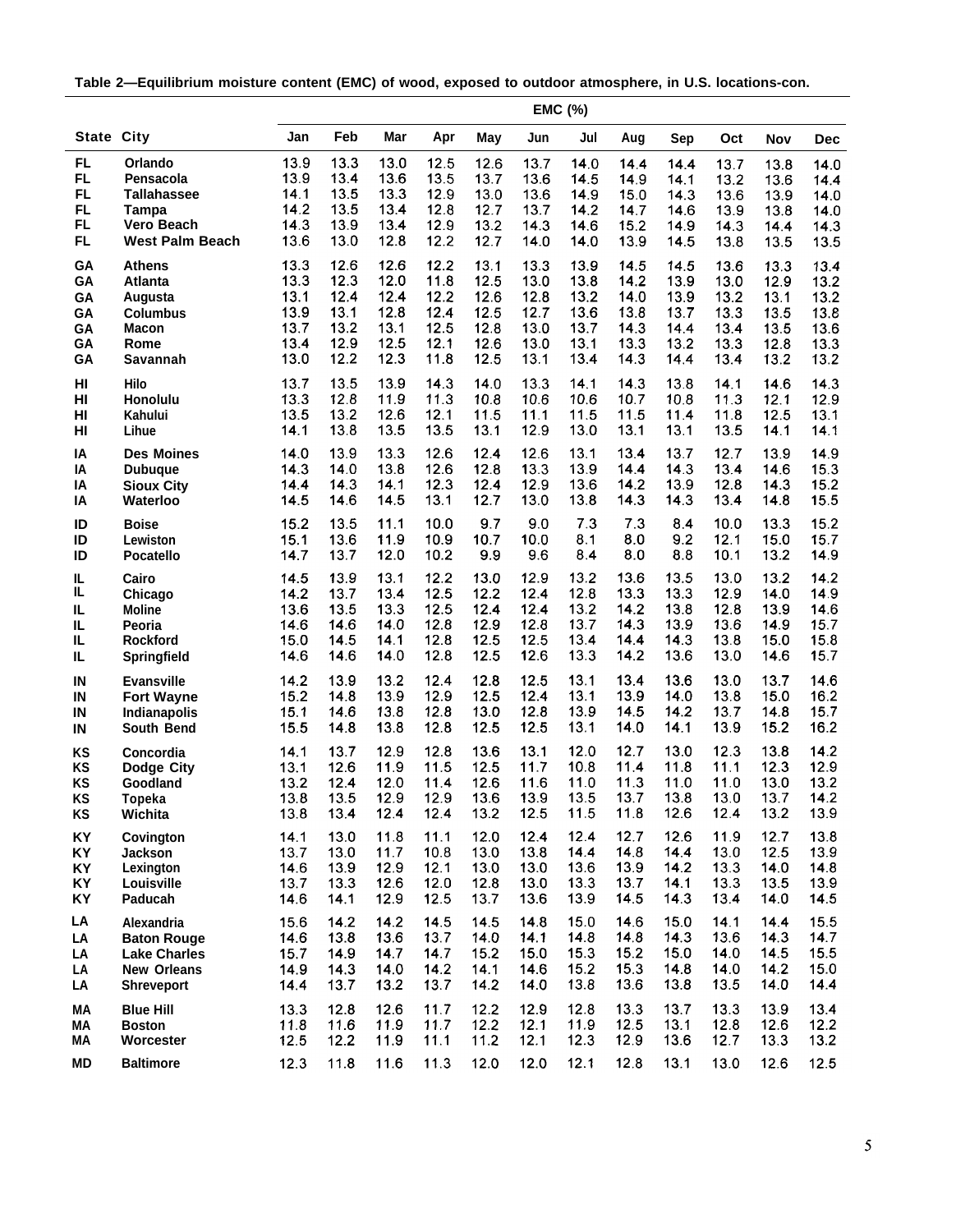**Table 2—Equilibrium moisture content (EMC) of wood, exposed to outdoor atmosphere, in U.S. locations-con.**

| State | City | EMC (%) | | | | | | | | | | | |
|---|---|---|---|---|---|---|---|---|---|---|---|---|---|
| | | Jan | Feb | Mar | Apr | May | Jun | Jul | Aug | Sep | Oct | Nov | Dec |
| FL | Orlando | 13.9 | 13.3 | 13.0 | 12.5 | 12.6 | 13.7 | 14.0 | 14.4 | 14.4 | 13.7 | 13.8 | 14.0 |
| FL | Pensacola | 13.9 | 13.4 | 13.6 | 13.5 | 13.7 | 13.6 | 14.5 | 14.9 | 14.1 | 13.2 | 13.6 | 14.4 |
| FL | Tallahassee | 14.1 | 13.5 | 13.3 | 12.9 | 13.0 | 13.6 | 14.9 | 15.0 | 14.3 | 13.6 | 13.9 | 14.0 |
| FL | Tampa | 14.2 | 13.5 | 13.4 | 12.8 | 12.7 | 13.7 | 14.2 | 14.7 | 14.6 | 13.9 | 13.8 | 14.0 |
| FL | Vero Beach | 14.3 | 13.9 | 13.4 | 12.9 | 13.2 | 14.3 | 14.6 | 15.2 | 14.9 | 14.3 | 14.4 | 14.3 |
| FL | West Palm Beach | 13.6 | 13.0 | 12.8 | 12.2 | 12.7 | 14.0 | 14.0 | 13.9 | 14.5 | 13.8 | 13.5 | 13.5 |
| GA | Athens | 13.3 | 12.6 | 12.6 | 12.2 | 13.1 | 13.3 | 13.9 | 14.5 | 14.5 | 13.6 | 13.3 | 13.4 |
| GA | Atlanta | 13.3 | 12.3 | 12.0 | 11.8 | 12.5 | 13.0 | 13.8 | 14.2 | 13.9 | 13.0 | 12.9 | 13.2 |
| GA | Augusta | 13.1 | 12.4 | 12.4 | 12.2 | 12.6 | 12.8 | 13.2 | 14.0 | 13.9 | 13.2 | 13.1 | 13.2 |
| GA | Columbus | 13.9 | 13.1 | 12.8 | 12.4 | 12.5 | 12.7 | 13.6 | 13.8 | 13.7 | 13.3 | 13.5 | 13.8 |
| GA | Macon | 13.7 | 13.2 | 13.1 | 12.5 | 12.8 | 13.0 | 13.7 | 14.3 | 14.4 | 13.4 | 13.5 | 13.6 |
| GA | Rome | 13.4 | 12.9 | 12.5 | 12.1 | 12.6 | 13.0 | 13.1 | 13.3 | 13.2 | 13.3 | 12.8 | 13.3 |
| GA | Savannah | 13.0 | 12.2 | 12.3 | 11.8 | 12.5 | 13.1 | 13.4 | 14.3 | 14.4 | 13.4 | 13.2 | 13.2 |
| HI | Hilo | 13.7 | 13.5 | 13.9 | 14.3 | 14.0 | 13.3 | 14.1 | 14.3 | 13.8 | 14.1 | 14.6 | 14.3 |
| HI | Honolulu | 13.3 | 12.8 | 11.9 | 11.3 | 10.8 | 10.6 | 10.6 | 10.7 | 10.8 | 11.3 | 12.1 | 12.9 |
| HI | Kahului | 13.5 | 13.2 | 12.6 | 12.1 | 11.5 | 11.1 | 11.5 | 11.5 | 11.4 | 11.8 | 12.5 | 13.1 |
| HI | Lihue | 14.1 | 13.8 | 13.5 | 13.5 | 13.1 | 12.9 | 13.0 | 13.1 | 13.1 | 13.5 | 14.1 | 14.1 |
| IA | Des Moines | 14.0 | 13.9 | 13.3 | 12.6 | 12.4 | 12.6 | 13.1 | 13.4 | 13.7 | 12.7 | 13.9 | 14.9 |
| IA | Dubuque | 14.3 | 14.0 | 13.8 | 12.6 | 12.8 | 13.3 | 13.9 | 14.4 | 14.3 | 13.4 | 14.6 | 15.3 |
| IA | Sioux City | 14.4 | 14.3 | 14.1 | 12.3 | 12.4 | 12.9 | 13.6 | 14.2 | 13.9 | 12.8 | 14.3 | 15.2 |
| IA | Waterloo | 14.5 | 14.6 | 14.5 | 13.1 | 12.7 | 13.0 | 13.8 | 14.3 | 14.3 | 13.4 | 14.8 | 15.5 |
| ID | Boise | 15.2 | 13.5 | 11.1 | 10.0 | 9.7 | 9.0 | 7.3 | 7.3 | 8.4 | 10.0 | 13.3 | 15.2 |
| ID | Lewiston | 15.1 | 13.6 | 11.9 | 10.9 | 10.7 | 10.0 | 8.1 | 8.0 | 9.2 | 12.1 | 15.0 | 15.7 |
| ID | Pocatello | 14.7 | 13.7 | 12.0 | 10.2 | 9.9 | 9.6 | 8.4 | 8.0 | 8.8 | 10.1 | 13.2 | 14.9 |
| IL | Cairo | 14.5 | 13.9 | 13.1 | 12.2 | 13.0 | 12.9 | 13.2 | 13.6 | 13.5 | 13.0 | 13.2 | 14.2 |
| IL | Chicago | 14.2 | 13.7 | 13.4 | 12.5 | 12.2 | 12.4 | 12.8 | 13.3 | 13.3 | 12.9 | 14.0 | 14.9 |
| IL | Moline | 13.6 | 13.5 | 13.3 | 12.5 | 12.4 | 12.4 | 13.2 | 14.2 | 13.8 | 12.8 | 13.9 | 14.6 |
| IL | Peoria | 14.6 | 14.6 | 14.0 | 12.8 | 12.9 | 12.8 | 13.7 | 14.3 | 13.9 | 13.6 | 14.9 | 15.7 |
| IL | Rockford | 15.0 | 14.5 | 14.1 | 12.8 | 12.5 | 12.5 | 13.4 | 14.4 | 14.3 | 13.8 | 15.0 | 15.8 |
| IL | Springfield | 14.6 | 14.6 | 14.0 | 12.8 | 12.5 | 12.6 | 13.3 | 14.2 | 13.6 | 13.0 | 14.6 | 15.7 |
| IN | Evansville | 14.2 | 13.9 | 13.2 | 12.4 | 12.8 | 12.5 | 13.1 | 13.4 | 13.6 | 13.0 | 13.7 | 14.6 |
| IN | Fort Wayne | 15.2 | 14.8 | 13.9 | 12.9 | 12.5 | 12.4 | 13.1 | 13.9 | 14.0 | 13.8 | 15.0 | 16.2 |
| IN | Indianapolis | 15.1 | 14.6 | 13.8 | 12.8 | 13.0 | 12.8 | 13.9 | 14.5 | 14.2 | 13.7 | 14.8 | 15.7 |
| IN | South Bend | 15.5 | 14.8 | 13.8 | 12.8 | 12.5 | 12.5 | 13.1 | 14.0 | 14.1 | 13.9 | 15.2 | 16.2 |
| KS | Concordia | 14.1 | 13.7 | 12.9 | 12.8 | 13.6 | 13.1 | 12.0 | 12.7 | 13.0 | 12.3 | 13.8 | 14.2 |
| KS | Dodge City | 13.1 | 12.6 | 11.9 | 11.5 | 12.5 | 11.7 | 10.8 | 11.4 | 11.8 | 11.1 | 12.3 | 12.9 |
| KS | Goodland | 13.2 | 12.4 | 12.0 | 11.4 | 12.6 | 11.6 | 11.0 | 11.3 | 11.0 | 11.0 | 13.0 | 13.2 |
| KS | Topeka | 13.8 | 13.5 | 12.9 | 12.9 | 13.6 | 13.9 | 13.5 | 13.7 | 13.8 | 13.0 | 13.7 | 14.2 |
| KS | Wichita | 13.8 | 13.4 | 12.4 | 12.4 | 13.2 | 12.5 | 11.5 | 11.8 | 12.6 | 12.4 | 13.2 | 13.9 |
| KY | Covington | 14.1 | 13.0 | 11.8 | 11.1 | 12.0 | 12.4 | 12.4 | 12.7 | 12.6 | 11.9 | 12.7 | 13.8 |
| KY | Jackson | 13.7 | 13.0 | 11.7 | 10.8 | 13.0 | 13.8 | 14.4 | 14.8 | 14.4 | 13.0 | 12.5 | 13.9 |
| KY | Lexington | 14.6 | 13.9 | 12.9 | 12.1 | 13.0 | 13.0 | 13.6 | 13.9 | 14.2 | 13.3 | 14.0 | 14.8 |
| KY | Louisville | 13.7 | 13.3 | 12.6 | 12.0 | 12.8 | 13.0 | 13.3 | 13.7 | 14.1 | 13.3 | 13.5 | 13.9 |
| KY | Paducah | 14.6 | 14.1 | 12.9 | 12.5 | 13.7 | 13.6 | 13.9 | 14.5 | 14.3 | 13.4 | 14.0 | 14.5 |
| LA | Alexandria | 15.6 | 14.2 | 14.2 | 14.5 | 14.5 | 14.8 | 15.0 | 14.6 | 15.0 | 14.1 | 14.4 | 15.5 |
| LA | Baton Rouge | 14.6 | 13.8 | 13.6 | 13.7 | 14.0 | 14.1 | 14.8 | 14.8 | 14.3 | 13.6 | 14.3 | 14.7 |
| LA | Lake Charles | 15.7 | 14.9 | 14.7 | 14.7 | 15.2 | 15.0 | 15.3 | 15.2 | 15.0 | 14.0 | 14.5 | 15.5 |
| LA | New Orleans | 14.9 | 14.3 | 14.0 | 14.2 | 14.1 | 14.6 | 15.2 | 15.3 | 14.8 | 14.0 | 14.2 | 15.0 |
| LA | Shreveport | 14.4 | 13.7 | 13.2 | 13.7 | 14.2 | 14.0 | 13.8 | 13.6 | 13.8 | 13.5 | 14.0 | 14.4 |
| MA | Blue Hill | 13.3 | 12.8 | 12.6 | 11.7 | 12.2 | 12.9 | 12.8 | 13.3 | 13.7 | 13.3 | 13.9 | 13.4 |
| MA | Boston | 11.8 | 11.6 | 11.9 | 11.7 | 12.2 | 12.1 | 11.9 | 12.5 | 13.1 | 12.8 | 12.6 | 12.2 |
| MA | Worcester | 12.5 | 12.2 | 11.9 | 11.1 | 11.2 | 12.1 | 12.3 | 12.9 | 13.6 | 12.7 | 13.3 | 13.2 |
| MD | Baltimore | 12.3 | 11.8 | 11.6 | 11.3 | 12.0 | 12.0 | 12.1 | 12.8 | 13.1 | 13.0 | 12.6 | 12.5 |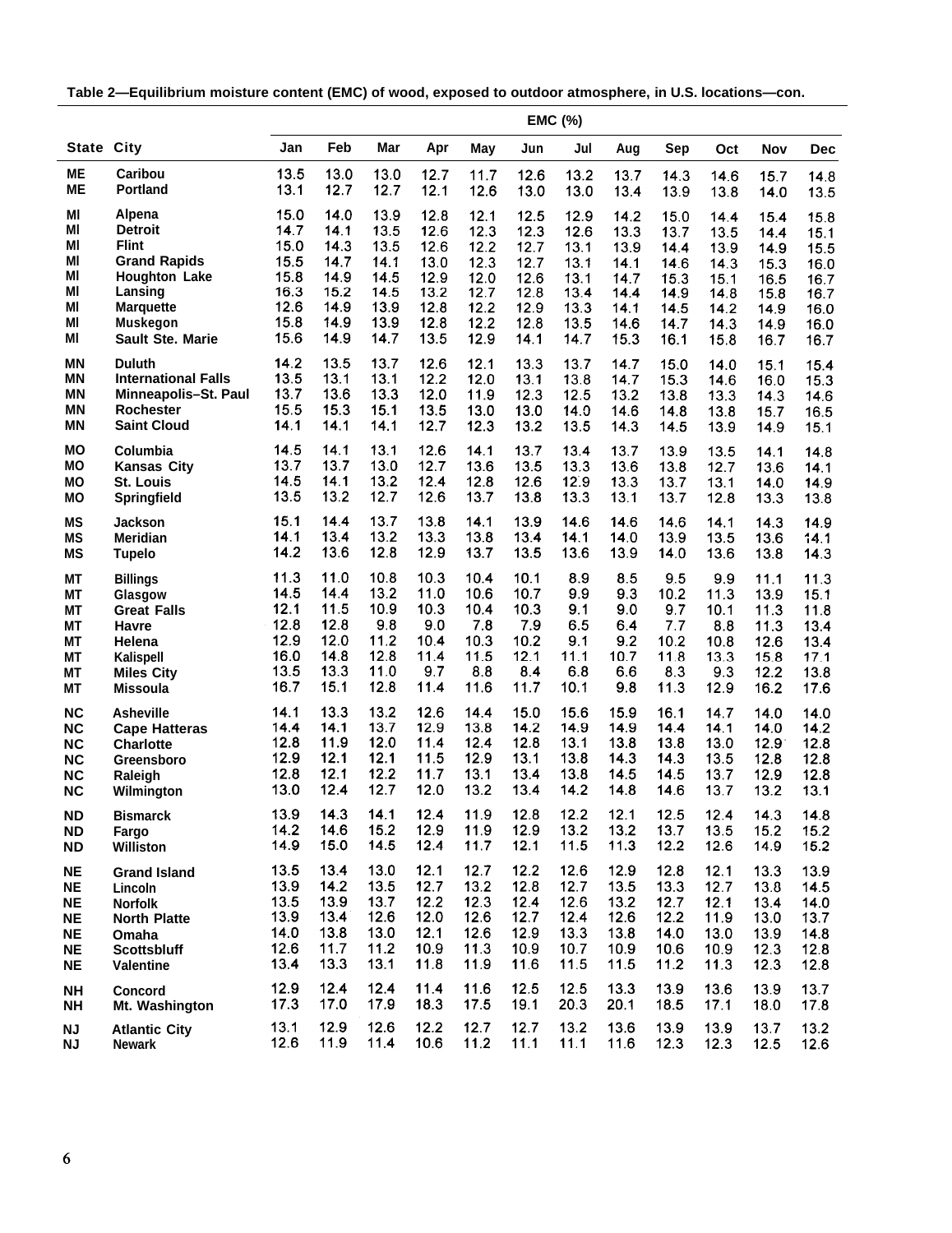**Table 2—Equilibrium moisture content (EMC) of wood, exposed to outdoor atmosphere, in U.S. locations—con.**

| State | City | EMC (%) | | | | | | | | | | | |
|---|---|---|---|---|---|---|---|---|---|---|---|---|---|
| | | Jan | Feb | Mar | Apr | May | Jun | Jul | Aug | Sep | Oct | Nov | Dec |
| ME | Caribou | 13.5 | 13.0 | 13.0 | 12.7 | 11.7 | 12.6 | 13.2 | 13.7 | 14.3 | 14.6 | 15.7 | 14.8 |
| ME | Portland | 13.1 | 12.7 | 12.7 | 12.1 | 12.6 | 13.0 | 13.0 | 13.4 | 13.9 | 13.8 | 14.0 | 13.5 |
| MI | Alpena | 15.0 | 14.0 | 13.9 | 12.8 | 12.1 | 12.5 | 12.9 | 14.2 | 15.0 | 14.4 | 15.4 | 15.8 |
| MI | Detroit | 14.7 | 14.1 | 13.5 | 12.6 | 12.3 | 12.3 | 12.6 | 13.3 | 13.7 | 13.5 | 14.4 | 15.1 |
| MI | Flint | 15.0 | 14.3 | 13.5 | 12.6 | 12.2 | 12.7 | 13.1 | 13.9 | 14.4 | 13.9 | 14.9 | 15.5 |
| MI | Grand Rapids | 15.5 | 14.7 | 14.1 | 13.0 | 12.3 | 12.7 | 13.1 | 14.1 | 14.6 | 14.3 | 15.3 | 16.0 |
| MI | Houghton Lake | 15.8 | 14.9 | 14.5 | 12.9 | 12.0 | 12.6 | 13.1 | 14.7 | 15.3 | 15.1 | 16.5 | 16.7 |
| MI | Lansing | 16.3 | 15.2 | 14.5 | 13.2 | 12.7 | 12.8 | 13.4 | 14.4 | 14.9 | 14.8 | 15.8 | 16.7 |
| MI | Marquette | 12.6 | 14.9 | 13.9 | 12.8 | 12.2 | 12.9 | 13.3 | 14.1 | 14.5 | 14.2 | 14.9 | 16.0 |
| MI | Muskegon | 15.8 | 14.9 | 13.9 | 12.8 | 12.2 | 12.8 | 13.5 | 14.6 | 14.7 | 14.3 | 14.9 | 16.0 |
| MI | Sault Ste. Marie | 15.6 | 14.9 | 14.7 | 13.5 | 12.9 | 14.1 | 14.7 | 15.3 | 16.1 | 15.8 | 16.7 | 16.7 |
| MN | Duluth | 14.2 | 13.5 | 13.7 | 12.6 | 12.1 | 13.3 | 13.7 | 14.7 | 15.0 | 14.0 | 15.1 | 15.4 |
| MN | International Falls | 13.5 | 13.1 | 13.1 | 12.2 | 12.0 | 13.1 | 13.8 | 14.7 | 15.3 | 14.6 | 16.0 | 15.3 |
| MN | Minneapolis–St. Paul | 13.7 | 13.6 | 13.3 | 12.0 | 11.9 | 12.3 | 12.5 | 13.2 | 13.8 | 13.3 | 14.3 | 14.6 |
| MN | Rochester | 15.5 | 15.3 | 15.1 | 13.5 | 13.0 | 13.0 | 14.0 | 14.6 | 14.8 | 13.8 | 15.7 | 16.5 |
| MN | Saint Cloud | 14.1 | 14.1 | 14.1 | 12.7 | 12.3 | 13.2 | 13.5 | 14.3 | 14.5 | 13.9 | 14.9 | 15.1 |
| MO | Columbia | 14.5 | 14.1 | 13.1 | 12.6 | 14.1 | 13.7 | 13.4 | 13.7 | 13.9 | 13.5 | 14.1 | 14.8 |
| MO | Kansas City | 13.7 | 13.7 | 13.0 | 12.7 | 13.6 | 13.5 | 13.3 | 13.6 | 13.8 | 12.7 | 13.6 | 14.1 |
| MO | St. Louis | 14.5 | 14.1 | 13.2 | 12.4 | 12.8 | 12.6 | 12.9 | 13.3 | 13.7 | 13.1 | 14.0 | 14.9 |
| MO | Springfield | 13.5 | 13.2 | 12.7 | 12.6 | 13.7 | 13.8 | 13.3 | 13.1 | 13.7 | 12.8 | 13.3 | 13.8 |
| MS | Jackson | 15.1 | 14.4 | 13.7 | 13.8 | 14.1 | 13.9 | 14.6 | 14.6 | 14.6 | 14.1 | 14.3 | 14.9 |
| MS | Meridian | 14.1 | 13.4 | 13.2 | 13.3 | 13.8 | 13.4 | 14.1 | 14.0 | 13.9 | 13.5 | 13.6 | 14.1 |
| MS | Tupelo | 14.2 | 13.6 | 12.8 | 12.9 | 13.7 | 13.5 | 13.6 | 13.9 | 14.0 | 13.6 | 13.8 | 14.3 |
| MT | Billings | 11.3 | 11.0 | 10.8 | 10.3 | 10.4 | 10.1 | 8.9 | 8.5 | 9.5 | 9.9 | 11.1 | 11.3 |
| MT | Glasgow | 14.5 | 14.4 | 13.2 | 11.0 | 10.6 | 10.7 | 9.9 | 9.3 | 10.2 | 11.3 | 13.9 | 15.1 |
| MT | Great Falls | 12.1 | 11.5 | 10.9 | 10.3 | 10.4 | 10.3 | 9.1 | 9.0 | 9.7 | 10.1 | 11.3 | 11.8 |
| MT | Havre | 12.8 | 12.8 | 9.8 | 9.0 | 7.8 | 7.9 | 6.5 | 6.4 | 7.7 | 8.8 | 11.3 | 13.4 |
| MT | Helena | 12.9 | 12.0 | 11.2 | 10.4 | 10.3 | 10.2 | 9.1 | 9.2 | 10.2 | 10.8 | 12.6 | 13.4 |
| MT | Kalispell | 16.0 | 14.8 | 12.8 | 11.4 | 11.5 | 12.1 | 11.1 | 10.7 | 11.8 | 13.3 | 15.8 | 17.1 |
| MT | Miles City | 13.5 | 13.3 | 11.0 | 9.7 | 8.8 | 8.4 | 6.8 | 6.6 | 8.3 | 9.3 | 12.2 | 13.8 |
| MT | Missoula | 16.7 | 15.1 | 12.8 | 11.4 | 11.6 | 11.7 | 10.1 | 9.8 | 11.3 | 12.9 | 16.2 | 17.6 |
| NC | Asheville | 14.1 | 13.3 | 13.2 | 12.6 | 14.4 | 15.0 | 15.6 | 15.9 | 16.1 | 14.7 | 14.0 | 14.0 |
| NC | Cape Hatteras | 14.4 | 14.1 | 13.7 | 12.9 | 13.8 | 14.2 | 14.9 | 14.9 | 14.4 | 14.1 | 14.0 | 14.2 |
| NC | Charlotte | 12.8 | 11.9 | 12.0 | 11.4 | 12.4 | 12.8 | 13.1 | 13.8 | 13.8 | 13.0 | 12.9 | 12.8 |
| NC | Greensboro | 12.9 | 12.1 | 12.1 | 11.5 | 12.9 | 13.1 | 13.8 | 14.3 | 14.3 | 13.5 | 12.8 | 12.8 |
| NC | Raleigh | 12.8 | 12.1 | 12.2 | 11.7 | 13.1 | 13.4 | 13.8 | 14.5 | 14.5 | 13.7 | 12.9 | 12.8 |
| NC | Wilmington | 13.0 | 12.4 | 12.7 | 12.0 | 13.2 | 13.4 | 14.2 | 14.8 | 14.6 | 13.7 | 13.2 | 13.1 |
| ND | Bismarck | 13.9 | 14.3 | 14.1 | 12.4 | 11.9 | 12.8 | 12.2 | 12.1 | 12.5 | 12.4 | 14.3 | 14.8 |
| ND | Fargo | 14.2 | 14.6 | 15.2 | 12.9 | 11.9 | 12.9 | 13.2 | 13.2 | 13.7 | 13.5 | 15.2 | 15.2 |
| ND | Williston | 14.9 | 15.0 | 14.5 | 12.4 | 11.7 | 12.1 | 11.5 | 11.3 | 12.2 | 12.6 | 14.9 | 15.2 |
| NE | Grand Island | 13.5 | 13.4 | 13.0 | 12.1 | 12.7 | 12.2 | 12.6 | 12.9 | 12.8 | 12.1 | 13.3 | 13.9 |
| NE | Lincoln | 13.9 | 14.2 | 13.5 | 12.7 | 13.2 | 12.8 | 12.7 | 13.5 | 13.3 | 12.7 | 13.8 | 14.5 |
| NE | Norfolk | 13.5 | 13.9 | 13.7 | 12.2 | 12.3 | 12.4 | 12.6 | 13.2 | 12.7 | 12.1 | 13.4 | 14.0 |
| NE | North Platte | 13.9 | 13.4 | 12.6 | 12.0 | 12.6 | 12.7 | 12.4 | 12.6 | 12.2 | 11.9 | 13.0 | 13.7 |
| NE | Omaha | 14.0 | 13.8 | 13.0 | 12.1 | 12.6 | 12.9 | 13.3 | 13.8 | 14.0 | 13.0 | 13.9 | 14.8 |
| NE | Scottsbluff | 12.6 | 11.7 | 11.2 | 10.9 | 11.3 | 10.9 | 10.7 | 10.9 | 10.6 | 10.9 | 12.3 | 12.8 |
| NE | Valentine | 13.4 | 13.3 | 13.1 | 11.8 | 11.9 | 11.6 | 11.5 | 11.5 | 11.2 | 11.3 | 12.3 | 12.8 |
| NH | Concord | 12.9 | 12.4 | 12.4 | 11.4 | 11.6 | 12.5 | 12.5 | 13.3 | 13.9 | 13.6 | 13.9 | 13.7 |
| NH | Mt. Washington | 17.3 | 17.0 | 17.9 | 18.3 | 17.5 | 19.1 | 20.3 | 20.1 | 18.5 | 17.1 | 18.0 | 17.8 |
| NJ | Atlantic City | 13.1 | 12.9 | 12.6 | 12.2 | 12.7 | 12.7 | 13.2 | 13.6 | 13.9 | 13.9 | 13.7 | 13.2 |
| NJ | Newark | 12.6 | 11.9 | 11.4 | 10.6 | 11.2 | 11.1 | 11.1 | 11.6 | 12.3 | 12.3 | 12.5 | 12.6 |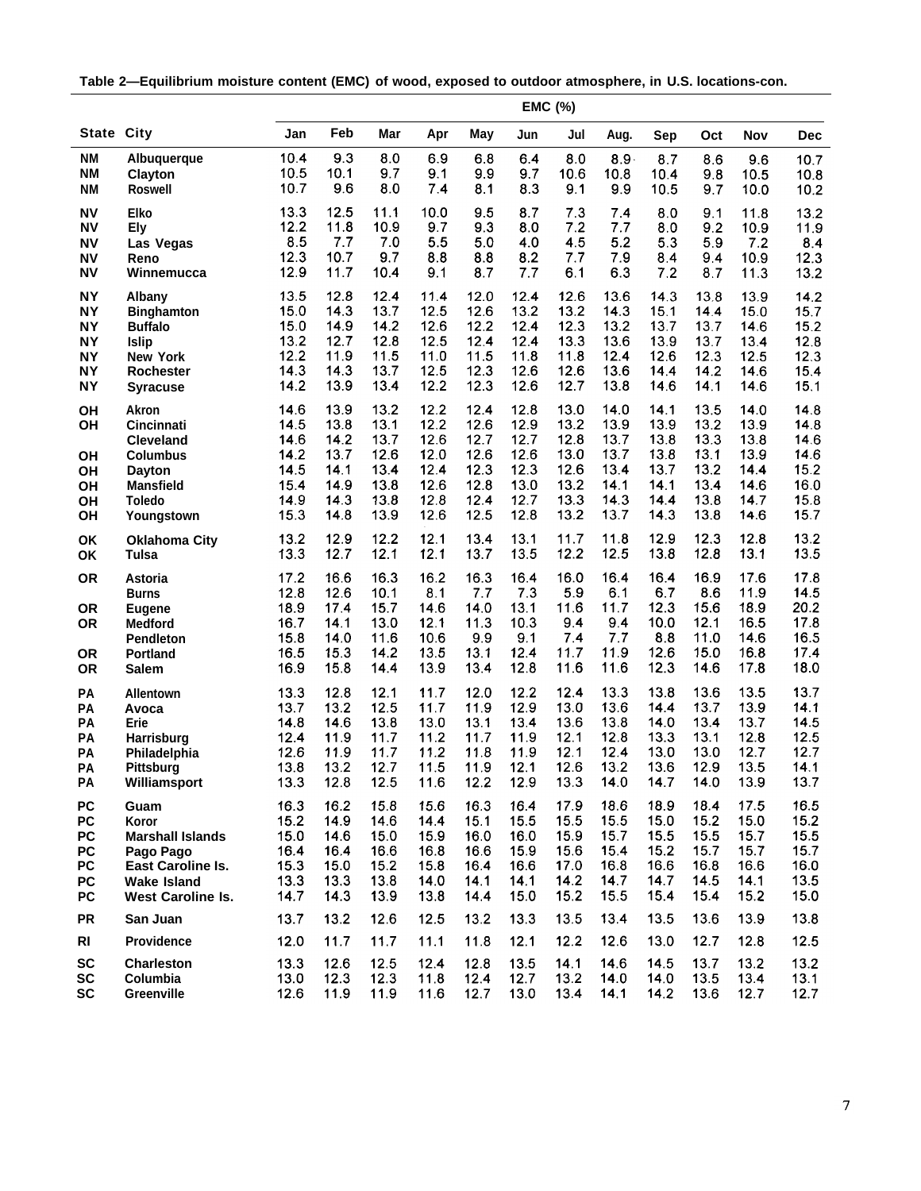**Table 2—Equilibrium moisture content (EMC) of wood, exposed to outdoor atmosphere, in U.S. locations-con.**

| State | City | EMC (%) | | | | | | | | | | | |
|---|---|---|---|---|---|---|---|---|---|---|---|---|---|
| | | Jan | Feb | Mar | Apr | May | Jun | Jul | Aug. | Sep | Oct | Nov | Dec |
| NM | Albuquerque | 10.4 | 9.3 | 8.0 | 6.9 | 6.8 | 6.4 | 8.0 | 8.9 | 8.7 | 8.6 | 9.6 | 10.7 |
| NM | Clayton | 10.5 | 10.1 | 9.7 | 9.1 | 9.9 | 9.7 | 10.6 | 10.8 | 10.4 | 9.8 | 10.5 | 10.8 |
| NM | Roswell | 10.7 | 9.6 | 8.0 | 7.4 | 8.1 | 8.3 | 9.1 | 9.9 | 10.5 | 9.7 | 10.0 | 10.2 |
| NV | Elko | 13.3 | 12.5 | 11.1 | 10.0 | 9.5 | 8.7 | 7.3 | 7.4 | 8.0 | 9.1 | 11.8 | 13.2 |
| NV | Ely | 12.2 | 11.8 | 10.9 | 9.7 | 9.3 | 8.0 | 7.2 | 7.7 | 8.0 | 9.2 | 10.9 | 11.9 |
| NV | Las Vegas | 8.5 | 7.7 | 7.0 | 5.5 | 5.0 | 4.0 | 4.5 | 5.2 | 5.3 | 5.9 | 7.2 | 8.4 |
| NV | Reno | 12.3 | 10.7 | 9.7 | 8.8 | 8.8 | 8.2 | 7.7 | 7.9 | 8.4 | 9.4 | 10.9 | 12.3 |
| NV | Winnemucca | 12.9 | 11.7 | 10.4 | 9.1 | 8.7 | 7.7 | 6.1 | 6.3 | 7.2 | 8.7 | 11.3 | 13.2 |
| NY | Albany | 13.5 | 12.8 | 12.4 | 11.4 | 12.0 | 12.4 | 12.6 | 13.6 | 14.3 | 13.8 | 13.9 | 14.2 |
| NY | Binghamton | 15.0 | 14.3 | 13.7 | 12.5 | 12.6 | 13.2 | 13.2 | 14.3 | 15.1 | 14.4 | 15.0 | 15.7 |
| NY | Buffalo | 15.0 | 14.9 | 14.2 | 12.6 | 12.2 | 12.4 | 12.3 | 13.2 | 13.7 | 13.7 | 14.6 | 15.2 |
| NY | Islip | 13.2 | 12.7 | 12.8 | 12.5 | 12.4 | 12.4 | 13.3 | 13.6 | 13.9 | 13.7 | 13.4 | 12.8 |
| NY | New York | 12.2 | 11.9 | 11.5 | 11.0 | 11.5 | 11.8 | 11.8 | 12.4 | 12.6 | 12.3 | 12.5 | 12.3 |
| NY | Rochester | 14.3 | 14.3 | 13.7 | 12.5 | 12.3 | 12.6 | 12.6 | 13.6 | 14.4 | 14.2 | 14.6 | 15.4 |
| NY | Syracuse | 14.2 | 13.9 | 13.4 | 12.2 | 12.3 | 12.6 | 12.7 | 13.8 | 14.6 | 14.1 | 14.6 | 15.1 |
| OH | Akron | 14.6 | 13.9 | 13.2 | 12.2 | 12.4 | 12.8 | 13.0 | 14.0 | 14.1 | 13.5 | 14.0 | 14.8 |
| OH | Cincinnati | 14.5 | 13.8 | 13.1 | 12.2 | 12.6 | 12.9 | 13.2 | 13.9 | 13.9 | 13.2 | 13.9 | 14.8 |
| | Cleveland | 14.6 | 14.2 | 13.7 | 12.6 | 12.7 | 12.7 | 12.8 | 13.7 | 13.8 | 13.3 | 13.8 | 14.6 |
| OH | Columbus | 14.2 | 13.7 | 12.6 | 12.0 | 12.6 | 12.6 | 13.0 | 13.7 | 13.8 | 13.1 | 13.9 | 14.6 |
| OH | Dayton | 14.5 | 14.1 | 13.4 | 12.4 | 12.3 | 12.3 | 12.6 | 13.4 | 13.7 | 13.2 | 14.4 | 15.2 |
| OH | Mansfield | 15.4 | 14.9 | 13.8 | 12.6 | 12.8 | 13.0 | 13.2 | 14.1 | 14.1 | 13.4 | 14.6 | 16.0 |
| OH | Toledo | 14.9 | 14.3 | 13.8 | 12.8 | 12.4 | 12.7 | 13.3 | 14.3 | 14.4 | 13.8 | 14.7 | 15.8 |
| OH | Youngstown | 15.3 | 14.8 | 13.9 | 12.6 | 12.5 | 12.8 | 13.2 | 13.7 | 14.3 | 13.8 | 14.6 | 15.7 |
| OK | Oklahoma City | 13.2 | 12.9 | 12.2 | 12.1 | 13.4 | 13.1 | 11.7 | 11.8 | 12.9 | 12.3 | 12.8 | 13.2 |
| OK | Tulsa | 13.3 | 12.7 | 12.1 | 12.1 | 13.7 | 13.5 | 12.2 | 12.5 | 13.8 | 12.8 | 13.1 | 13.5 |
| OR | Astoria | 17.2 | 16.6 | 16.3 | 16.2 | 16.3 | 16.4 | 16.0 | 16.4 | 16.4 | 16.9 | 17.6 | 17.8 |
| | Burns | 12.8 | 12.6 | 10.1 | 8.1 | 7.7 | 7.3 | 5.9 | 6.1 | 6.7 | 8.6 | 11.9 | 14.5 |
| OR | Eugene | 18.9 | 17.4 | 15.7 | 14.6 | 14.0 | 13.1 | 11.6 | 11.7 | 12.3 | 15.6 | 18.9 | 20.2 |
| OR | Medford | 16.7 | 14.1 | 13.0 | 12.1 | 11.3 | 10.3 | 9.4 | 9.4 | 10.0 | 12.1 | 16.5 | 17.8 |
| | Pendleton | 15.8 | 14.0 | 11.6 | 10.6 | 9.9 | 9.1 | 7.4 | 7.7 | 8.8 | 11.0 | 14.6 | 16.5 |
| OR | Portland | 16.5 | 15.3 | 14.2 | 13.5 | 13.1 | 12.4 | 11.7 | 11.9 | 12.6 | 15.0 | 16.8 | 17.4 |
| OR | Salem | 16.9 | 15.8 | 14.4 | 13.9 | 13.4 | 12.8 | 11.6 | 11.6 | 12.3 | 14.6 | 17.8 | 18.0 |
| PA | Allentown | 13.3 | 12.8 | 12.1 | 11.7 | 12.0 | 12.2 | 12.4 | 13.3 | 13.8 | 13.6 | 13.5 | 13.7 |
| PA | Avoca | 13.7 | 13.2 | 12.5 | 11.7 | 11.9 | 12.9 | 13.0 | 13.6 | 14.4 | 13.7 | 13.9 | 14.1 |
| PA | Erie | 14.8 | 14.6 | 13.8 | 13.0 | 13.1 | 13.4 | 13.6 | 13.8 | 14.0 | 13.4 | 13.7 | 14.5 |
| PA | Harrisburg | 12.4 | 11.9 | 11.7 | 11.2 | 11.7 | 11.9 | 12.1 | 12.8 | 13.3 | 13.1 | 12.8 | 12.5 |
| PA | Philadelphia | 12.6 | 11.9 | 11.7 | 11.2 | 11.8 | 11.9 | 12.1 | 12.4 | 13.0 | 13.0 | 12.7 | 12.7 |
| PA | Pittsburg | 13.8 | 13.2 | 12.7 | 11.5 | 11.9 | 12.1 | 12.6 | 13.2 | 13.6 | 12.9 | 13.5 | 14.1 |
| PA | Williamsport | 13.3 | 12.8 | 12.5 | 11.6 | 12.2 | 12.9 | 13.3 | 14.0 | 14.7 | 14.0 | 13.9 | 13.7 |
| PC | Guam | 16.3 | 16.2 | 15.8 | 15.6 | 16.3 | 16.4 | 17.9 | 18.6 | 18.9 | 18.4 | 17.5 | 16.5 |
| PC | Koror | 15.2 | 14.9 | 14.6 | 14.4 | 15.1 | 15.5 | 15.5 | 15.5 | 15.0 | 15.2 | 15.0 | 15.2 |
| PC | Marshall Islands | 15.0 | 14.6 | 15.0 | 15.9 | 16.0 | 16.0 | 15.9 | 15.7 | 15.5 | 15.5 | 15.7 | 15.5 |
| PC | Pago Pago | 16.4 | 16.4 | 16.6 | 16.8 | 16.6 | 15.9 | 15.6 | 15.4 | 15.2 | 15.7 | 15.7 | 15.7 |
| PC | East Caroline Is. | 15.3 | 15.0 | 15.2 | 15.8 | 16.4 | 16.6 | 17.0 | 16.8 | 16.6 | 16.8 | 16.6 | 16.0 |
| PC | Wake Island | 13.3 | 13.3 | 13.8 | 14.0 | 14.1 | 14.1 | 14.2 | 14.7 | 14.7 | 14.5 | 14.1 | 13.5 |
| PC | West Caroline Is. | 14.7 | 14.3 | 13.9 | 13.8 | 14.4 | 15.0 | 15.2 | 15.5 | 15.4 | 15.4 | 15.2 | 15.0 |
| PR | San Juan | 13.7 | 13.2 | 12.6 | 12.5 | 13.2 | 13.3 | 13.5 | 13.4 | 13.5 | 13.6 | 13.9 | 13.8 |
| RI | Providence | 12.0 | 11.7 | 11.7 | 11.1 | 11.8 | 12.1 | 12.2 | 12.6 | 13.0 | 12.7 | 12.8 | 12.5 |
| SC | Charleston | 13.3 | 12.6 | 12.5 | 12.4 | 12.8 | 13.5 | 14.1 | 14.6 | 14.5 | 13.7 | 13.2 | 13.2 |
| SC | Columbia | 13.0 | 12.3 | 12.3 | 11.8 | 12.4 | 12.7 | 13.2 | 14.0 | 14.0 | 13.5 | 13.4 | 13.1 |
| SC | Greenville | 12.6 | 11.9 | 11.9 | 11.6 | 12.7 | 13.0 | 13.4 | 14.1 | 14.2 | 13.6 | 12.7 | 12.7 |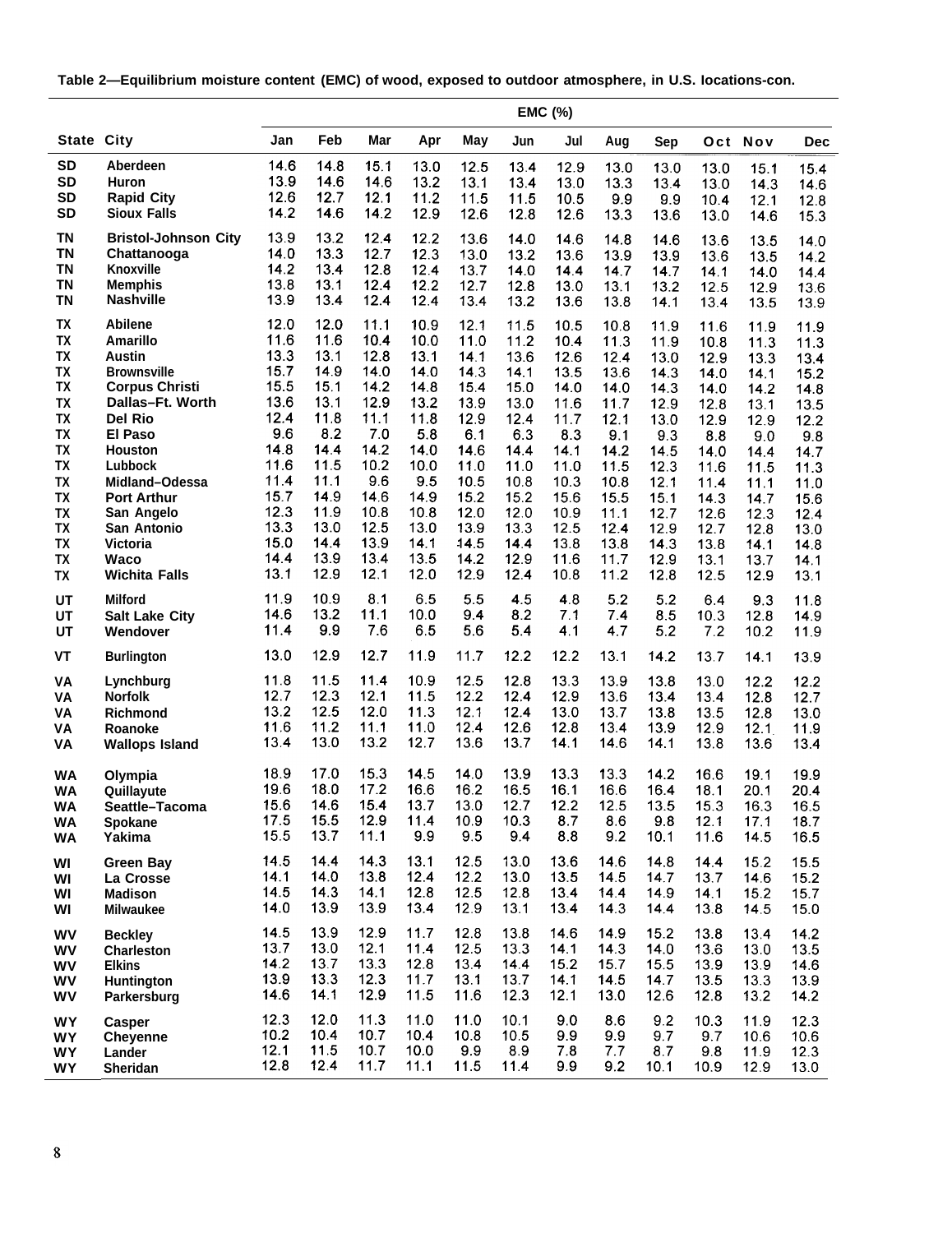**Table 2—Equilibrium moisture content (EMC) of wood, exposed to outdoor atmosphere, in U.S. locations-con.**

| State | City | EMC (%) | | | | | | | | | | | |
|---|---|---|---|---|---|---|---|---|---|---|---|---|---|
| | | Jan | Feb | Mar | Apr | May | Jun | Jul | Aug | Sep | Oct | Nov | Dec |
| SD | Aberdeen | 14.6 | 14.8 | 15.1 | 13.0 | 12.5 | 13.4 | 12.9 | 13.0 | 13.0 | 13.0 | 15.1 | 15.4 |
| SD | Huron | 13.9 | 14.6 | 14.6 | 13.2 | 13.1 | 13.4 | 13.0 | 13.3 | 13.4 | 13.0 | 14.3 | 14.6 |
| SD | Rapid City | 12.6 | 12.7 | 12.1 | 11.2 | 11.5 | 11.5 | 10.5 | 9.9 | 9.9 | 10.4 | 12.1 | 12.8 |
| SD | Sioux Falls | 14.2 | 14.6 | 14.2 | 12.9 | 12.6 | 12.8 | 12.6 | 13.3 | 13.6 | 13.0 | 14.6 | 15.3 |
| TN | Bristol-Johnson City | 13.9 | 13.2 | 12.4 | 12.2 | 13.6 | 14.0 | 14.6 | 14.8 | 14.6 | 13.6 | 13.5 | 14.0 |
| TN | Chattanooga | 14.0 | 13.3 | 12.7 | 12.3 | 13.0 | 13.2 | 13.6 | 13.9 | 13.9 | 13.6 | 13.5 | 14.2 |
| TN | Knoxville | 14.2 | 13.4 | 12.8 | 12.4 | 13.7 | 14.0 | 14.4 | 14.7 | 14.7 | 14.1 | 14.0 | 14.4 |
| TN | Memphis | 13.8 | 13.1 | 12.4 | 12.2 | 12.7 | 12.8 | 13.0 | 13.1 | 13.2 | 12.5 | 12.9 | 13.6 |
| TN | Nashville | 13.9 | 13.4 | 12.4 | 12.4 | 13.4 | 13.2 | 13.6 | 13.8 | 14.1 | 13.4 | 13.5 | 13.9 |
| TX | Abilene | 12.0 | 12.0 | 11.1 | 10.9 | 12.1 | 11.5 | 10.5 | 10.8 | 11.9 | 11.6 | 11.9 | 11.9 |
| TX | Amarillo | 11.6 | 11.6 | 10.4 | 10.0 | 11.0 | 11.2 | 10.4 | 11.3 | 11.9 | 10.8 | 11.3 | 11.3 |
| TX | Austin | 13.3 | 13.1 | 12.8 | 13.1 | 14.1 | 13.6 | 12.6 | 12.4 | 13.0 | 12.9 | 13.3 | 13.4 |
| TX | Brownsville | 15.7 | 14.9 | 14.0 | 14.0 | 14.3 | 14.1 | 13.5 | 13.6 | 14.3 | 14.0 | 14.1 | 15.2 |
| TX | Corpus Christi | 15.5 | 15.1 | 14.2 | 14.8 | 15.4 | 15.0 | 14.0 | 14.0 | 14.3 | 14.0 | 14.2 | 14.8 |
| TX | Dallas–Ft. Worth | 13.6 | 13.1 | 12.9 | 13.2 | 13.9 | 13.0 | 11.6 | 11.7 | 12.9 | 12.8 | 13.1 | 13.5 |
| TX | Del Rio | 12.4 | 11.8 | 11.1 | 11.8 | 12.9 | 12.4 | 11.7 | 12.1 | 13.0 | 12.9 | 12.9 | 12.2 |
| TX | El Paso | 9.6 | 8.2 | 7.0 | 5.8 | 6.1 | 6.3 | 8.3 | 9.1 | 9.3 | 8.8 | 9.0 | 9.8 |
| TX | Houston | 14.8 | 14.4 | 14.2 | 14.0 | 14.6 | 14.4 | 14.1 | 14.2 | 14.5 | 14.0 | 14.4 | 14.7 |
| TX | Lubbock | 11.6 | 11.5 | 10.2 | 10.0 | 11.0 | 11.0 | 11.0 | 11.5 | 12.3 | 11.6 | 11.5 | 11.3 |
| TX | Midland–Odessa | 11.4 | 11.1 | 9.6 | 9.5 | 10.5 | 10.8 | 10.3 | 10.8 | 12.1 | 11.4 | 11.1 | 11.0 |
| TX | Port Arthur | 15.7 | 14.9 | 14.6 | 14.9 | 15.2 | 15.2 | 15.6 | 15.5 | 15.1 | 14.3 | 14.7 | 15.6 |
| TX | San Angelo | 12.3 | 11.9 | 10.8 | 10.8 | 12.0 | 12.0 | 10.9 | 11.1 | 12.7 | 12.6 | 12.3 | 12.4 |
| TX | San Antonio | 13.3 | 13.0 | 12.5 | 13.0 | 13.9 | 13.3 | 12.5 | 12.4 | 12.9 | 12.7 | 12.8 | 13.0 |
| TX | Victoria | 15.0 | 14.4 | 13.9 | 14.1 | 14.5 | 14.4 | 13.8 | 13.8 | 14.3 | 13.8 | 14.1 | 14.8 |
| TX | Waco | 14.4 | 13.9 | 13.4 | 13.5 | 14.2 | 12.9 | 11.6 | 11.7 | 12.9 | 13.1 | 13.7 | 14.1 |
| TX | Wichita Falls | 13.1 | 12.9 | 12.1 | 12.0 | 12.9 | 12.4 | 10.8 | 11.2 | 12.8 | 12.5 | 12.9 | 13.1 |
| UT | Milford | 11.9 | 10.9 | 8.1 | 6.5 | 5.5 | 4.5 | 4.8 | 5.2 | 5.2 | 6.4 | 9.3 | 11.8 |
| UT | Salt Lake City | 14.6 | 13.2 | 11.1 | 10.0 | 9.4 | 8.2 | 7.1 | 7.4 | 8.5 | 10.3 | 12.8 | 14.9 |
| UT | Wendover | 11.4 | 9.9 | 7.6 | 6.5 | 5.6 | 5.4 | 4.1 | 4.7 | 5.2 | 7.2 | 10.2 | 11.9 |
| VT | Burlington | 13.0 | 12.9 | 12.7 | 11.9 | 11.7 | 12.2 | 12.2 | 13.1 | 14.2 | 13.7 | 14.1 | 13.9 |
| VA | Lynchburg | 11.8 | 11.5 | 11.4 | 10.9 | 12.5 | 12.8 | 13.3 | 13.9 | 13.8 | 13.0 | 12.2 | 12.2 |
| VA | Norfolk | 12.7 | 12.3 | 12.1 | 11.5 | 12.2 | 12.4 | 12.9 | 13.6 | 13.4 | 13.4 | 12.8 | 12.7 |
| VA | Richmond | 13.2 | 12.5 | 12.0 | 11.3 | 12.1 | 12.4 | 13.0 | 13.7 | 13.8 | 13.5 | 12.8 | 13.0 |
| VA | Roanoke | 11.6 | 11.2 | 11.1 | 11.0 | 12.4 | 12.6 | 12.8 | 13.4 | 13.9 | 12.9 | 12.1 | 11.9 |
| VA | Wallops Island | 13.4 | 13.0 | 13.2 | 12.7 | 13.6 | 13.7 | 14.1 | 14.6 | 14.1 | 13.8 | 13.6 | 13.4 |
| WA | Olympia | 18.9 | 17.0 | 15.3 | 14.5 | 14.0 | 13.9 | 13.3 | 13.3 | 14.2 | 16.6 | 19.1 | 19.9 |
| WA | Quillayute | 19.6 | 18.0 | 17.2 | 16.6 | 16.2 | 16.5 | 16.1 | 16.6 | 16.4 | 18.1 | 20.1 | 20.4 |
| WA | Seattle–Tacoma | 15.6 | 14.6 | 15.4 | 13.7 | 13.0 | 12.7 | 12.2 | 12.5 | 13.5 | 15.3 | 16.3 | 16.5 |
| WA | Spokane | 17.5 | 15.5 | 12.9 | 11.4 | 10.9 | 10.3 | 8.7 | 8.6 | 9.8 | 12.1 | 17.1 | 18.7 |
| WA | Yakima | 15.5 | 13.7 | 11.1 | 9.9 | 9.5 | 9.4 | 8.8 | 9.2 | 10.1 | 11.6 | 14.5 | 16.5 |
| WI | Green Bay | 14.5 | 14.4 | 14.3 | 13.1 | 12.5 | 13.0 | 13.6 | 14.6 | 14.8 | 14.4 | 15.2 | 15.5 |
| WI | La Crosse | 14.1 | 14.0 | 13.8 | 12.4 | 12.2 | 13.0 | 13.5 | 14.5 | 14.7 | 13.7 | 14.6 | 15.2 |
| WI | Madison | 14.5 | 14.3 | 14.1 | 12.8 | 12.5 | 12.8 | 13.4 | 14.4 | 14.9 | 14.1 | 15.2 | 15.7 |
| WI | Milwaukee | 14.0 | 13.9 | 13.9 | 13.4 | 12.9 | 13.1 | 13.4 | 14.3 | 14.4 | 13.8 | 14.5 | 15.0 |
| WV | Beckley | 14.5 | 13.9 | 12.9 | 11.7 | 12.8 | 13.8 | 14.6 | 14.9 | 15.2 | 13.8 | 13.4 | 14.2 |
| WV | Charleston | 13.7 | 13.0 | 12.1 | 11.4 | 12.5 | 13.3 | 14.1 | 14.3 | 14.0 | 13.6 | 13.0 | 13.5 |
| WV | Elkins | 14.2 | 13.7 | 13.3 | 12.8 | 13.4 | 14.4 | 15.2 | 15.7 | 15.5 | 13.9 | 13.9 | 14.6 |
| WV | Huntington | 13.9 | 13.3 | 12.3 | 11.7 | 13.1 | 13.7 | 14.1 | 14.5 | 14.7 | 13.5 | 13.3 | 13.9 |
| WV | Parkersburg | 14.6 | 14.1 | 12.9 | 11.5 | 11.6 | 12.3 | 12.1 | 13.0 | 12.6 | 12.8 | 13.2 | 14.2 |
| WY | Casper | 12.3 | 12.0 | 11.3 | 11.0 | 11.0 | 10.1 | 9.0 | 8.6 | 9.2 | 10.3 | 11.9 | 12.3 |
| WY | Cheyenne | 10.2 | 10.4 | 10.7 | 10.4 | 10.8 | 10.5 | 9.9 | 9.9 | 9.7 | 9.7 | 10.6 | 10.6 |
| WY | Lander | 12.1 | 11.5 | 10.7 | 10.0 | 9.9 | 8.9 | 7.8 | 7.7 | 8.7 | 9.8 | 11.9 | 12.3 |
| WY | Sheridan | 12.8 | 12.4 | 11.7 | 11.1 | 11.5 | 11.4 | 9.9 | 9.2 | 10.1 | 10.9 | 12.9 | 13.0 |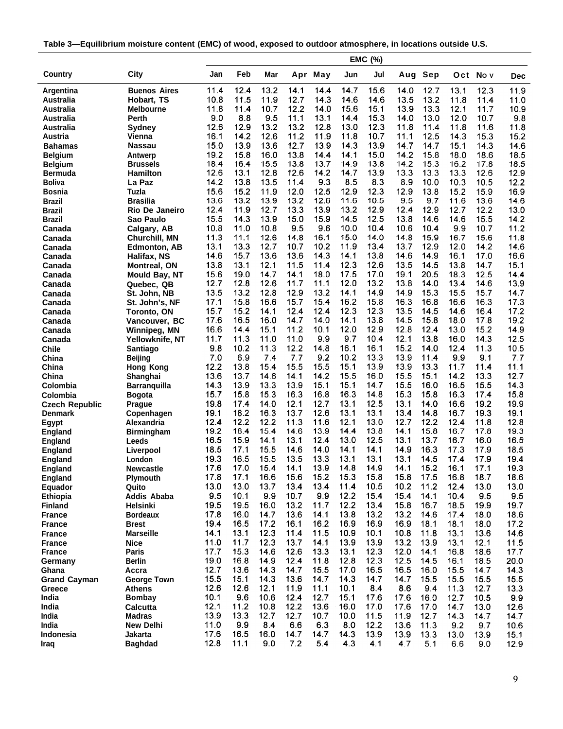**Table 3—Equilibrium moisture content (EMC) of wood, exposed to outdoor atmosphere, in locations outside U.S.**

| Country | City | EMC (%) | | | | | | | | | | | |
|---|---|---|---|---|---|---|---|---|---|---|---|---|---|
| | | Jan | Feb | Mar | Apr | May | Jun | Jul | Aug | Sep | Oct | Nov | Dec |
| Argentina | Buenos Aires | 11.4 | 12.4 | 13.2 | 14.1 | 14.4 | 14.7 | 15.6 | 14.0 | 12.7 | 13.1 | 12.3 | 11.9 |
| Australia | Hobart, TS | 10.8 | 11.5 | 11.9 | 12.7 | 14.3 | 14.6 | 14.6 | 13.5 | 13.2 | 11.8 | 11.4 | 11.0 |
| Australia | Melbourne | 11.8 | 11.4 | 10.7 | 12.2 | 14.0 | 15.6 | 15.1 | 13.9 | 13.3 | 12.1 | 11.7 | 10.9 |
| Australia | Perth | 9.0 | 8.8 | 9.5 | 11.1 | 13.1 | 14.4 | 15.3 | 14.0 | 13.0 | 12.0 | 10.7 | 9.8 |
| Australia | Sydney | 12.6 | 12.9 | 13.2 | 13.2 | 12.8 | 13.0 | 12.3 | 11.8 | 11.4 | 11.8 | 11.6 | 11.8 |
| Austria | Vienna | 16.1 | 14.2 | 12.6 | 11.2 | 11.9 | 11.8 | 10.7 | 11.1 | 12.5 | 14.3 | 15.3 | 15.2 |
| Bahamas | Nassau | 15.0 | 13.9 | 13.6 | 12.7 | 13.9 | 14.3 | 13.9 | 14.7 | 14.7 | 15.1 | 14.3 | 14.6 |
| Belgium | Antwerp | 19.2 | 15.8 | 16.0 | 13.8 | 14.4 | 14.1 | 15.0 | 14.2 | 15.8 | 18.0 | 18.6 | 18.5 |
| Belgium | Brussels | 18.4 | 16.4 | 15.5 | 13.8 | 13.7 | 14.9 | 13.8 | 14.2 | 15.3 | 16.2 | 17.8 | 18.5 |
| Bermuda | Hamilton | 12.6 | 13.1 | 12.8 | 12.6 | 14.2 | 14.7 | 13.9 | 13.3 | 13.3 | 13.3 | 12.6 | 12.9 |
| Boliva | La Paz | 14.2 | 13.8 | 13.5 | 11.4 | 9.3 | 8.5 | 8.3 | 8.9 | 10.0 | 10.3 | 10.5 | 12.2 |
| Bosnia | Tuzla | 15.6 | 15.2 | 11.9 | 12.0 | 12.5 | 12.9 | 12.3 | 12.9 | 13.8 | 15.2 | 15.9 | 16.9 |
| Brazil | Brasilia | 13.6 | 13.2 | 13.9 | 13.2 | 12.6 | 11.6 | 10.5 | 9.5 | 9.7 | 11.6 | 13.6 | 14.6 |
| Brazil | Rio De Janeiro | 12.4 | 11.9 | 12.7 | 13.3 | 13.9 | 13.2 | 12.9 | 12.4 | 12.9 | 12.7 | 12.2 | 13.0 |
| Brazil | Sao Paulo | 15.5 | 14.3 | 13.9 | 15.0 | 15.9 | 14.5 | 12.5 | 13.8 | 14.6 | 14.6 | 15.5 | 14.2 |
| Canada | Calgary, AB | 10.8 | 11.0 | 10.8 | 9.5 | 9.6 | 10.0 | 10.4 | 10.6 | 10.4 | 9.9 | 10.7 | 11.2 |
| Canada | Churchill, MN | 11.3 | 11.1 | 12.6 | 14.8 | 16.1 | 15.0 | 14.0 | 14.8 | 15.9 | 16.7 | 15.6 | 11.8 |
| Canada | Edmonton, AB | 13.1 | 13.3 | 12.7 | 10.7 | 10.2 | 11.9 | 13.4 | 13.7 | 12.9 | 12.0 | 14.2 | 14.6 |
| Canada | Halifax, NS | 14.6 | 15.7 | 13.6 | 13.6 | 14.3 | 14.1 | 13.8 | 14.6 | 14.9 | 16.1 | 17.0 | 16.6 |
| Canada | Montreal, ON | 13.8 | 13.1 | 12.1 | 11.5 | 11.4 | 12.3 | 12.6 | 13.5 | 14.5 | 13.8 | 14.7 | 15.1 |
| Canada | Mould Bay, NT | 15.6 | 19.0 | 14.7 | 14.1 | 18.0 | 17.5 | 17.0 | 19.1 | 20.5 | 18.3 | 12.5 | 14.4 |
| Canada | Quebec, QB | 12.7 | 12.8 | 12.6 | 11.7 | 11.1 | 12.0 | 13.2 | 13.8 | 14.0 | 13.4 | 14.6 | 13.9 |
| Canada | St. John, NB | 13.5 | 13.2 | 12.8 | 12.9 | 13.2 | 14.1 | 14.9 | 14.9 | 15.3 | 15.5 | 15.7 | 14.7 |
| Canada | St. John's, NF | 17.1 | 15.8 | 16.6 | 15.7 | 15.4 | 16.2 | 15.8 | 16.3 | 16.8 | 16.6 | 16.3 | 17.3 |
| Canada | Toronto, ON | 15.7 | 15.2 | 14.1 | 12.4 | 12.4 | 12.3 | 12.3 | 13.5 | 14.5 | 14.6 | 16.4 | 17.2 |
| Canada | Vancouver, BC | 17.6 | 16.5 | 16.0 | 14.7 | 14.0 | 14.1 | 13.8 | 14.5 | 15.8 | 18.0 | 17.8 | 19.2 |
| Canada | Winnipeg, MN | 16.6 | 14.4 | 15.1 | 11.2 | 10.1 | 12.0 | 12.9 | 12.8 | 12.4 | 13.0 | 15.2 | 14.9 |
| Canada | Yellowknife, NT | 11.7 | 11.3 | 11.0 | 11.0 | 9.9 | 9.7 | 10.4 | 12.1 | 13.8 | 16.0 | 14.3 | 12.5 |
| Chile | Santiago | 9.8 | 10.2 | 11.3 | 12.2 | 14.8 | 16.1 | 16.1 | 15.2 | 14.0 | 12.4 | 11.3 | 10.5 |
| China | Beijing | 7.0 | 6.9 | 7.4 | 7.7 | 9.2 | 10.2 | 13.3 | 13.9 | 11.4 | 9.9 | 9.1 | 7.7 |
| China | Hong Kong | 12.2 | 13.8 | 15.4 | 15.5 | 15.5 | 15.1 | 13.9 | 13.9 | 13.3 | 11.7 | 11.4 | 11.1 |
| China | Shanghai | 13.6 | 13.7 | 14.6 | 14.1 | 14.2 | 15.5 | 16.0 | 15.5 | 15.1 | 14.2 | 13.3 | 12.7 |
| Colombia | Barranquilla | 14.3 | 13.9 | 13.3 | 13.9 | 15.1 | 15.1 | 14.7 | 15.5 | 16.0 | 16.5 | 15.5 | 14.3 |
| Colombia | Bogota | 15.7 | 15.8 | 15.3 | 16.3 | 16.8 | 16.3 | 14.8 | 15.3 | 15.8 | 16.3 | 17.4 | 15.8 |
| Czech Republic | Prague | 19.8 | 17.4 | 14.0 | 12.1 | 12.7 | 13.1 | 12.5 | 13.1 | 14.0 | 16.6 | 19.2 | 19.9 |
| Denmark | Copenhagen | 19.1 | 18.2 | 16.3 | 13.7 | 12.6 | 13.1 | 13.1 | 13.4 | 14.8 | 16.7 | 19.3 | 19.1 |
| Egypt | Alexandria | 12.4 | 12.2 | 12.2 | 11.3 | 11.6 | 12.1 | 13.0 | 12.7 | 12.2 | 12.4 | 11.8 | 12.8 |
| England | Birmingham | 19.2 | 18.4 | 15.4 | 14.6 | 13.9 | 14.4 | 13.8 | 14.1 | 15.8 | 16.7 | 17.8 | 19.3 |
| England | Leeds | 16.5 | 15.9 | 14.1 | 13.1 | 12.4 | 13.0 | 12.5 | 13.1 | 13.7 | 16.7 | 16.0 | 16.5 |
| England | Liverpool | 18.5 | 17.1 | 15.5 | 14.6 | 14.0 | 14.1 | 14.1 | 14.9 | 16.3 | 17.3 | 17.9 | 18.5 |
| England | London | 19.3 | 16.5 | 15.5 | 13.5 | 13.3 | 13.1 | 13.1 | 13.1 | 14.5 | 17.4 | 17.9 | 19.4 |
| England | Newcastle | 17.6 | 17.0 | 15.4 | 14.1 | 13.9 | 14.8 | 14.9 | 14.1 | 15.2 | 16.1 | 17.1 | 19.3 |
| England | Plymouth | 17.8 | 17.1 | 16.6 | 15.6 | 15.2 | 15.3 | 15.8 | 15.8 | 17.5 | 16.8 | 18.7 | 18.6 |
| Equador | Quito | 13.0 | 13.0 | 13.7 | 13.4 | 13.4 | 11.4 | 10.5 | 10.2 | 11.2 | 12.4 | 13.0 | 13.0 |
| Ethiopia | Addis Ababa | 9.5 | 10.1 | 9.9 | 10.7 | 9.9 | 12.2 | 15.4 | 15.4 | 14.1 | 10.4 | 9.5 | 9.5 |
| Finland | Helsinki | 19.5 | 19.5 | 16.0 | 13.2 | 11.7 | 12.2 | 13.4 | 15.8 | 16.7 | 18.5 | 19.9 | 19.7 |
| France | Bordeaux | 17.8 | 16.0 | 14.7 | 13.6 | 14.1 | 13.8 | 13.2 | 13.2 | 14.6 | 17.4 | 18.0 | 18.6 |
| France | Brest | 19.4 | 16.5 | 17.2 | 16.1 | 16.2 | 16.9 | 16.9 | 16.9 | 18.1 | 18.1 | 18.0 | 17.2 |
| France | Marseille | 14.1 | 13.1 | 12.3 | 11.4 | 11.5 | 10.9 | 10.1 | 10.8 | 11.8 | 13.1 | 13.6 | 14.6 |
| France | Nice | 11.0 | 11.7 | 12.3 | 13.7 | 14.1 | 13.9 | 13.9 | 13.2 | 13.9 | 13.1 | 12.1 | 11.5 |
| France | Paris | 17.7 | 15.3 | 14.6 | 12.6 | 13.3 | 13.1 | 12.3 | 12.0 | 14.1 | 16.8 | 18.6 | 17.7 |
| Germany | Berlin | 19.0 | 16.8 | 14.9 | 12.4 | 11.8 | 12.8 | 12.3 | 12.5 | 14.5 | 16.1 | 18.5 | 20.0 |
| Ghana | Accra | 12.7 | 13.6 | 14.3 | 14.7 | 15.5 | 17.0 | 16.5 | 16.5 | 16.0 | 15.5 | 14.7 | 14.3 |
| Grand Cayman | George Town | 15.5 | 15.1 | 14.3 | 13.6 | 14.7 | 14.3 | 14.7 | 14.7 | 15.5 | 15.5 | 15.5 | 15.5 |
| Greece | Athens | 12.6 | 12.6 | 12.1 | 11.9 | 11.1 | 10.1 | 8.4 | 8.6 | 9.4 | 11.3 | 12.7 | 13.3 |
| India | Bombay | 10.1 | 9.6 | 10.6 | 12.4 | 12.7 | 15.1 | 17.6 | 17.6 | 16.0 | 12.7 | 10.5 | 9.9 |
| India | Calcutta | 12.1 | 11.2 | 10.8 | 12.2 | 13.6 | 16.0 | 17.0 | 17.6 | 17.0 | 14.7 | 13.0 | 12.6 |
| India | Madras | 13.9 | 13.3 | 12.7 | 12.7 | 10.7 | 10.0 | 11.5 | 11.9 | 12.7 | 14.3 | 14.7 | 14.7 |
| India | New Delhi | 11.0 | 9.9 | 8.4 | 6.6 | 6.3 | 8.0 | 12.2 | 13.6 | 11.3 | 9.2 | 9.7 | 10.6 |
| Indonesia | Jakarta | 17.6 | 16.5 | 16.0 | 14.7 | 14.7 | 14.3 | 13.9 | 13.9 | 13.3 | 13.0 | 13.9 | 15.1 |
| Iraq | Baghdad | 12.8 | 11.1 | 9.0 | 7.2 | 5.4 | 4.3 | 4.1 | 4.7 | 5.1 | 6.6 | 9.0 | 12.9 |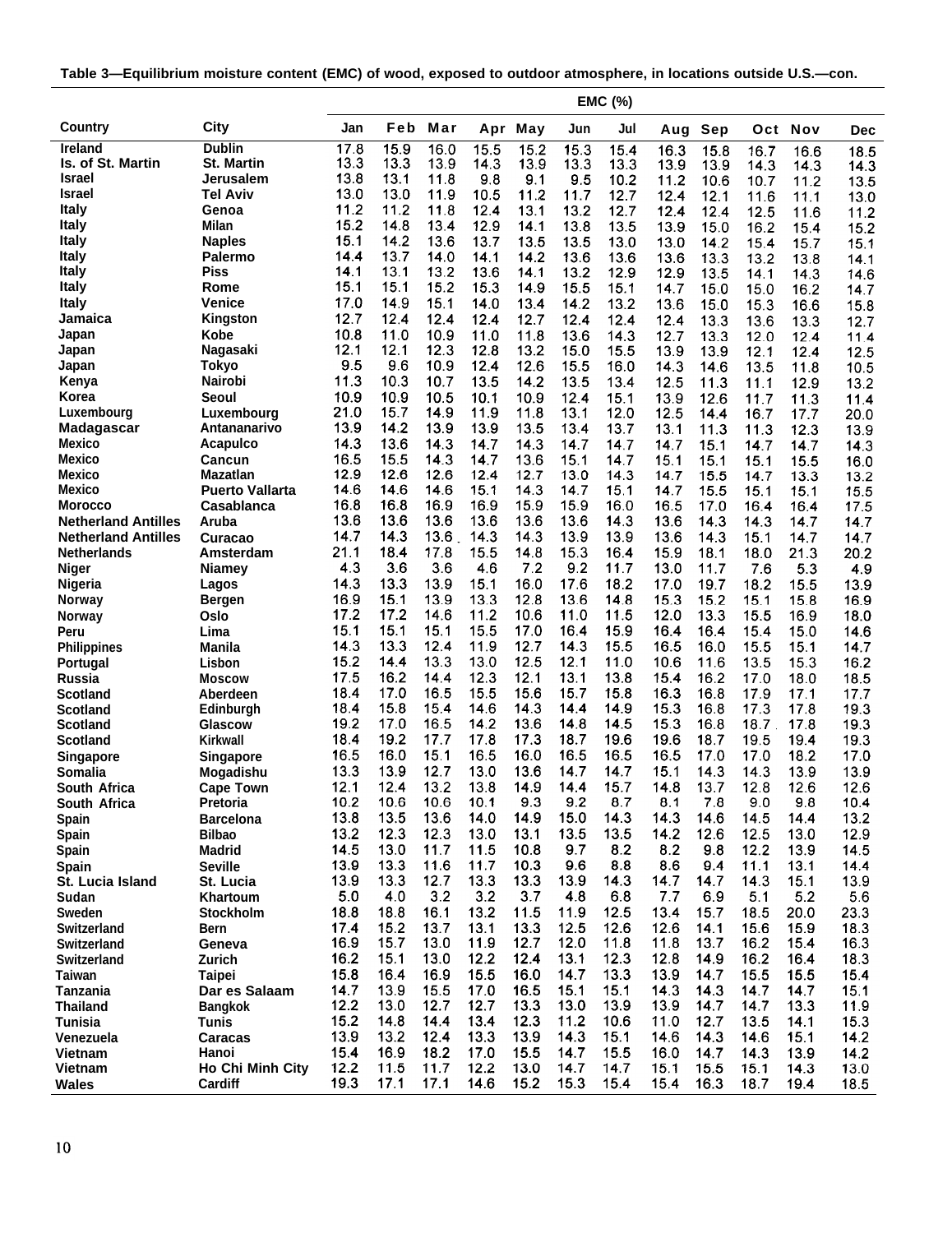**Table 3—Equilibrium moisture content (EMC) of wood, exposed to outdoor atmosphere, in locations outside U.S.—con.**

| Country | City | EMC (%) | | | | | | | | | | | |
|---|---|---|---|---|---|---|---|---|---|---|---|---|---|
| | | Jan | Feb | Mar | Apr | May | Jun | Jul | Aug | Sep | Oct | Nov | Dec |
| Ireland | Dublin | 17.8 | 15.9 | 16.0 | 15.5 | 15.2 | 15.3 | 15.4 | 16.3 | 15.8 | 16.7 | 16.6 | 18.5 |
| Is. of St. Martin | St. Martin | 13.3 | 13.3 | 13.9 | 14.3 | 13.9 | 13.3 | 13.3 | 13.9 | 13.9 | 14.3 | 14.3 | 14.3 |
| Israel | Jerusalem | 13.8 | 13.1 | 11.8 | 9.8 | 9.1 | 9.5 | 10.2 | 11.2 | 10.6 | 10.7 | 11.2 | 13.5 |
| Israel | Tel Aviv | 13.0 | 13.0 | 11.9 | 10.5 | 11.2 | 11.7 | 12.7 | 12.4 | 12.1 | 11.6 | 11.1 | 13.0 |
| Italy | Genoa | 11.2 | 11.2 | 11.8 | 12.4 | 13.1 | 13.2 | 12.7 | 12.4 | 12.4 | 12.5 | 11.6 | 11.2 |
| Italy | Milan | 15.2 | 14.8 | 13.4 | 12.9 | 14.1 | 13.8 | 13.5 | 13.9 | 15.0 | 16.2 | 15.4 | 15.2 |
| Italy | Naples | 15.1 | 14.2 | 13.6 | 13.7 | 13.5 | 13.5 | 13.0 | 13.0 | 14.2 | 15.4 | 15.7 | 15.1 |
| Italy | Palermo | 14.4 | 13.7 | 14.0 | 14.1 | 14.2 | 13.6 | 13.6 | 13.6 | 13.3 | 13.2 | 13.8 | 14.1 |
| Italy | Piss | 14.1 | 13.1 | 13.2 | 13.6 | 14.1 | 13.2 | 12.9 | 12.9 | 13.5 | 14.1 | 14.3 | 14.6 |
| Italy | Rome | 15.1 | 15.1 | 15.2 | 15.3 | 14.9 | 15.5 | 15.1 | 14.7 | 15.0 | 15.0 | 16.2 | 14.7 |
| Italy | Venice | 17.0 | 14.9 | 15.1 | 14.0 | 13.4 | 14.2 | 13.2 | 13.6 | 15.0 | 15.3 | 16.6 | 15.8 |
| Jamaica | Kingston | 12.7 | 12.4 | 12.4 | 12.4 | 12.7 | 12.4 | 12.4 | 12.4 | 13.3 | 13.6 | 13.3 | 12.7 |
| Japan | Kobe | 10.8 | 11.0 | 10.9 | 11.0 | 11.8 | 13.6 | 14.3 | 12.7 | 13.3 | 12.0 | 12.4 | 11.4 |
| Japan | Nagasaki | 12.1 | 12.1 | 12.3 | 12.8 | 13.2 | 15.0 | 15.5 | 13.9 | 13.9 | 12.1 | 12.4 | 12.5 |
| Japan | Tokyo | 9.5 | 9.6 | 10.9 | 12.4 | 12.6 | 15.5 | 16.0 | 14.3 | 14.6 | 13.5 | 11.8 | 10.5 |
| Kenya | Nairobi | 11.3 | 10.3 | 10.7 | 13.5 | 14.2 | 13.5 | 13.4 | 12.5 | 11.3 | 11.1 | 12.9 | 13.2 |
| Korea | Seoul | 10.9 | 10.9 | 10.5 | 10.1 | 10.9 | 12.4 | 15.1 | 13.9 | 12.6 | 11.7 | 11.3 | 11.4 |
| Luxembourg | Luxembourg | 21.0 | 15.7 | 14.9 | 11.9 | 11.8 | 13.1 | 12.0 | 12.5 | 14.4 | 16.7 | 17.7 | 20.0 |
| Madagascar | Antananarivo | 13.9 | 14.2 | 13.9 | 13.9 | 13.5 | 13.4 | 13.7 | 13.1 | 11.3 | 11.3 | 12.3 | 13.9 |
| Mexico | Acapulco | 14.3 | 13.6 | 14.3 | 14.7 | 14.3 | 14.7 | 14.7 | 14.7 | 15.1 | 14.7 | 14.7 | 14.3 |
| Mexico | Cancun | 16.5 | 15.5 | 14.3 | 14.7 | 13.6 | 15.1 | 14.7 | 15.1 | 15.1 | 15.1 | 15.5 | 16.0 |
| Mexico | Mazatlan | 12.9 | 12.6 | 12.6 | 12.4 | 12.7 | 13.0 | 14.3 | 14.7 | 15.5 | 14.7 | 13.3 | 13.2 |
| Mexico | Puerto Vallarta | 14.6 | 14.6 | 14.6 | 15.1 | 14.3 | 14.7 | 15.1 | 14.7 | 15.5 | 15.1 | 15.1 | 15.5 |
| Morocco | Casablanca | 16.8 | 16.8 | 16.9 | 16.9 | 15.9 | 15.9 | 16.0 | 16.5 | 17.0 | 16.4 | 16.4 | 17.5 |
| Netherland Antilles | Aruba | 13.6 | 13.6 | 13.6 | 13.6 | 13.6 | 13.6 | 14.3 | 13.6 | 14.3 | 14.3 | 14.7 | 14.7 |
| Netherland Antilles | Curacao | 14.7 | 14.3 | 13.6 | 14.3 | 14.3 | 13.9 | 13.9 | 13.6 | 14.3 | 15.1 | 14.7 | 14.7 |
| Netherlands | Amsterdam | 21.1 | 18.4 | 17.8 | 15.5 | 14.8 | 15.3 | 16.4 | 15.9 | 18.1 | 18.0 | 21.3 | 20.2 |
| Niger | Niamey | 4.3 | 3.6 | 3.6 | 4.6 | 7.2 | 9.2 | 11.7 | 13.0 | 11.7 | 7.6 | 5.3 | 4.9 |
| Nigeria | Lagos | 14.3 | 13.3 | 13.9 | 15.1 | 16.0 | 17.6 | 18.2 | 17.0 | 19.7 | 18.2 | 15.5 | 13.9 |
| Norway | Bergen | 16.9 | 15.1 | 13.9 | 13.3 | 12.8 | 13.6 | 14.8 | 15.3 | 15.2 | 15.1 | 15.8 | 16.9 |
| Norway | Oslo | 17.2 | 17.2 | 14.6 | 11.2 | 10.6 | 11.0 | 11.5 | 12.0 | 13.3 | 15.5 | 16.9 | 18.0 |
| Peru | Lima | 15.1 | 15.1 | 15.1 | 15.5 | 17.0 | 16.4 | 15.9 | 16.4 | 16.4 | 15.4 | 15.0 | 14.6 |
| Philippines | Manila | 14.3 | 13.3 | 12.4 | 11.9 | 12.7 | 14.3 | 15.5 | 16.5 | 16.0 | 15.5 | 15.1 | 14.7 |
| Portugal | Lisbon | 15.2 | 14.4 | 13.3 | 13.0 | 12.5 | 12.1 | 11.0 | 10.6 | 11.6 | 13.5 | 15.3 | 16.2 |
| Russia | Moscow | 17.5 | 16.2 | 14.4 | 12.3 | 12.1 | 13.1 | 13.8 | 15.4 | 16.2 | 17.0 | 18.0 | 18.5 |
| Scotland | Aberdeen | 18.4 | 17.0 | 16.5 | 15.5 | 15.6 | 15.7 | 15.8 | 16.3 | 16.8 | 17.9 | 17.1 | 17.7 |
| Scotland | Edinburgh | 18.4 | 15.8 | 15.4 | 14.6 | 14.3 | 14.4 | 14.9 | 15.3 | 16.8 | 17.3 | 17.8 | 19.3 |
| Scotland | Glascow | 19.2 | 17.0 | 16.5 | 14.2 | 13.6 | 14.8 | 14.5 | 15.3 | 16.8 | 18.7 | 17.8 | 19.3 |
| Scotland | Kirkwall | 18.4 | 19.2 | 17.7 | 17.8 | 17.3 | 18.7 | 19.6 | 19.6 | 18.7 | 19.5 | 19.4 | 19.3 |
| Singapore | Singapore | 16.5 | 16.0 | 15.1 | 16.5 | 16.0 | 16.5 | 16.5 | 16.5 | 17.0 | 17.0 | 18.2 | 17.0 |
| Somalia | Mogadishu | 13.3 | 13.9 | 12.7 | 13.0 | 13.6 | 14.7 | 14.7 | 15.1 | 14.3 | 14.3 | 13.9 | 13.9 |
| South Africa | Cape Town | 12.1 | 12.4 | 13.2 | 13.8 | 14.9 | 14.4 | 15.7 | 14.8 | 13.7 | 12.8 | 12.6 | 12.6 |
| South Africa | Pretoria | 10.2 | 10.6 | 10.6 | 10.1 | 9.3 | 9.2 | 8.7 | 8.1 | 7.8 | 9.0 | 9.8 | 10.4 |
| Spain | Barcelona | 13.8 | 13.5 | 13.6 | 14.0 | 14.9 | 15.0 | 14.3 | 14.3 | 14.6 | 14.5 | 14.4 | 13.2 |
| Spain | Bilbao | 13.2 | 12.3 | 12.3 | 13.0 | 13.1 | 13.5 | 13.5 | 14.2 | 12.6 | 12.5 | 13.0 | 12.9 |
| Spain | Madrid | 14.5 | 13.0 | 11.7 | 11.5 | 10.8 | 9.7 | 8.2 | 8.2 | 9.8 | 12.2 | 13.9 | 14.5 |
| Spain | Seville | 13.9 | 13.3 | 11.6 | 11.7 | 10.3 | 9.6 | 8.8 | 8.6 | 9.4 | 11.1 | 13.1 | 14.4 |
| St. Lucia Island | St. Lucia | 13.9 | 13.3 | 12.7 | 13.3 | 13.3 | 13.9 | 14.3 | 14.7 | 14.7 | 14.3 | 15.1 | 13.9 |
| Sudan | Khartoum | 5.0 | 4.0 | 3.2 | 3.2 | 3.7 | 4.8 | 6.8 | 7.7 | 6.9 | 5.1 | 5.2 | 5.6 |
| Sweden | Stockholm | 18.8 | 18.8 | 16.1 | 13.2 | 11.5 | 11.9 | 12.5 | 13.4 | 15.7 | 18.5 | 20.0 | 23.3 |
| Switzerland | Bern | 17.4 | 15.2 | 13.7 | 13.1 | 13.3 | 12.5 | 12.6 | 12.6 | 14.1 | 15.6 | 15.9 | 18.3 |
| Switzerland | Geneva | 16.9 | 15.7 | 13.0 | 11.9 | 12.7 | 12.0 | 11.8 | 11.8 | 13.7 | 16.2 | 15.4 | 16.3 |
| Switzerland | Zurich | 16.2 | 15.1 | 13.0 | 12.2 | 12.4 | 13.1 | 12.3 | 12.8 | 14.9 | 16.2 | 16.4 | 18.3 |
| Taiwan | Taipei | 15.8 | 16.4 | 16.9 | 15.5 | 16.0 | 14.7 | 13.3 | 13.9 | 14.7 | 15.5 | 15.5 | 15.4 |
| Tanzania | Dar es Salaam | 14.7 | 13.9 | 15.5 | 17.0 | 16.5 | 15.1 | 15.1 | 14.3 | 14.3 | 14.7 | 14.7 | 15.1 |
| Thailand | Bangkok | 12.2 | 13.0 | 12.7 | 12.7 | 13.3 | 13.0 | 13.9 | 13.9 | 14.7 | 14.7 | 13.3 | 11.9 |
| Tunisia | Tunis | 15.2 | 14.8 | 14.4 | 13.4 | 12.3 | 11.2 | 10.6 | 11.0 | 12.7 | 13.5 | 14.1 | 15.3 |
| Venezuela | Caracas | 13.9 | 13.2 | 12.4 | 13.3 | 13.9 | 14.3 | 15.1 | 14.6 | 14.3 | 14.6 | 15.1 | 14.2 |
| Vietnam | Hanoi | 15.4 | 16.9 | 18.2 | 17.0 | 15.5 | 14.7 | 15.5 | 16.0 | 14.7 | 14.3 | 13.9 | 14.2 |
| Vietnam | Ho Chi Minh City | 12.2 | 11.5 | 11.7 | 12.2 | 13.0 | 14.7 | 14.7 | 15.1 | 15.5 | 15.1 | 14.3 | 13.0 |
| Wales | Cardiff | 19.3 | 17.1 | 17.1 | 14.6 | 15.2 | 15.3 | 15.4 | 15.4 | 16.3 | 18.7 | 19.4 | 18.5 |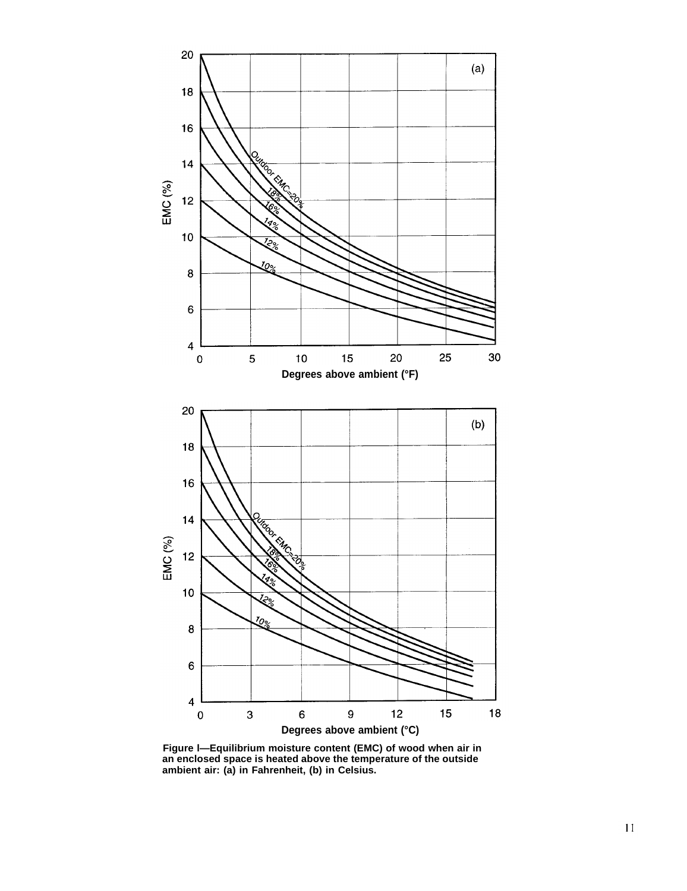(a)

20
18
16
14
12
10
8
6
4

EMC (%)

Outdoor EMC=20%
18%
16%
14%
12%
10%

0 5 10 15 20 25 30

Degrees above ambient (°F)

(b)

20
18
16
14
12
10
8
6
4

EMC (%)

Outdoor EMC=20%
18%
16%
14%
12%
10%

0 3 6 9 12 15 18

Degrees above ambient (°C)

**Figure l—Equilibrium moisture content (EMC) of wood when air in an enclosed space is heated above the temperature of the outside ambient air: (a) in Fahrenheit, (b) in Celsius.**